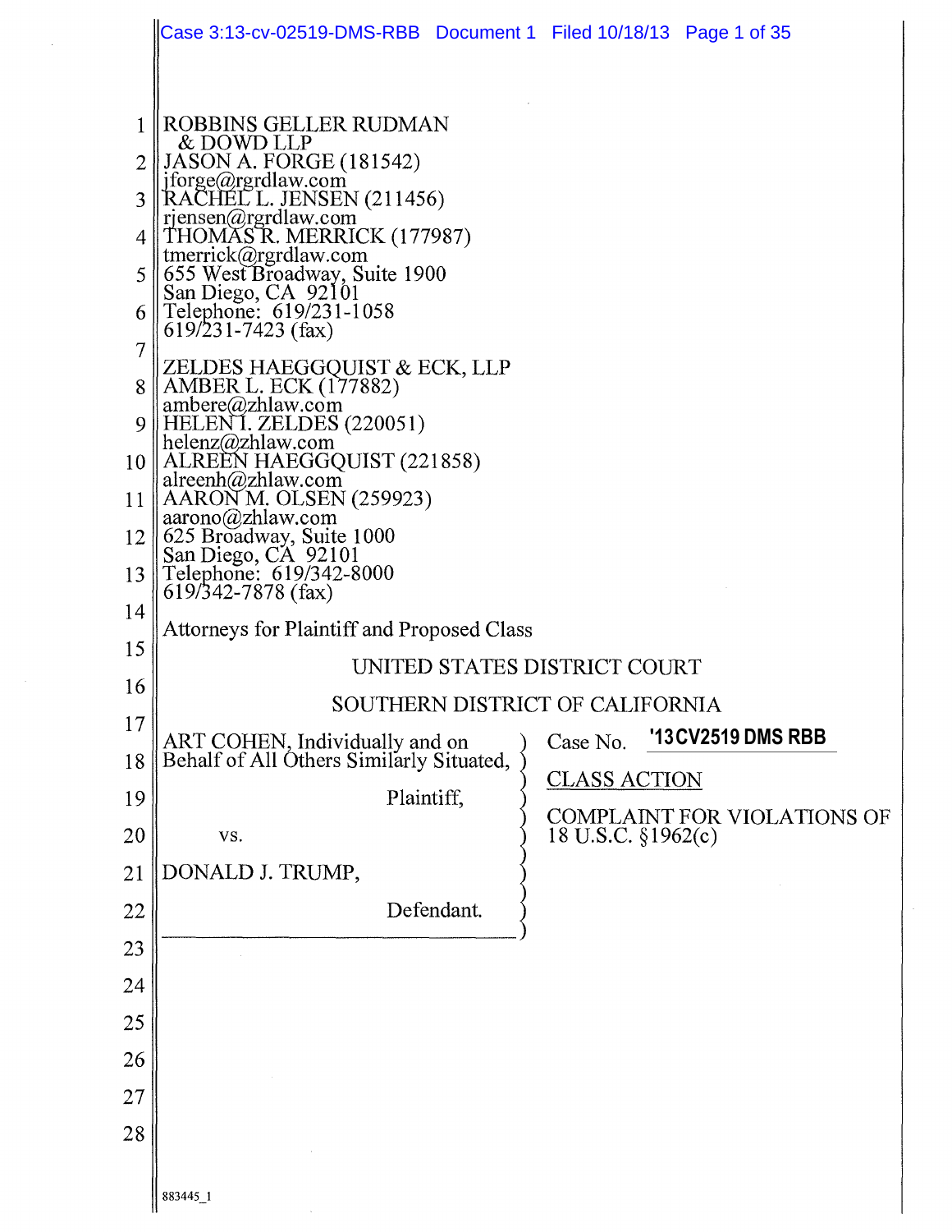ROBBINS GELLER RUDMAN
& DOWD LLP
JASON A. FORGE (181542)
jforge@rgrdlaw.com
RACHEL L. JENSEN (211456)
rjensen@rgrdlaw.com
THOMAS R. MERRICK (177987)
tmerrick@rgrdlaw.com
655 West Broadway, Suite 1900
San Diego, CA 92101
Telephone: 619/231-1058
619/231-7423 (fax)

ZELDES HAEGGQUIST & ECK, LLP
AMBER L. ECK (177882)
ambere@zhlaw.com
HELEN I. ZELDES (220051)
helenz@zhlaw.com
ALREEN HAEGGQUIST (221858)
alreenh@zhlaw.com
AARON M. OLSEN (259923)
aarono@zhlaw.com
625 Broadway, Suite 1000
San Diego, CA 92101
Telephone: 619/342-8000
619/342-7878 (fax)

Attorneys for Plaintiff and Proposed Class

UNITED STATES DISTRICT COURT

SOUTHERN DISTRICT OF CALIFORNIA

| | |
|---|---|
| ART COHEN, Individually and on Behalf of All Others Similarly Situated, Plaintiff, vs. DONALD J. TRUMP, Defendant. | Case No. '13CV2519 DMS RBB<br><br>CLASS ACTION<br><br>COMPLAINT FOR VIOLATIONS OF 18 U.S.C. §1962(c) |

883445_1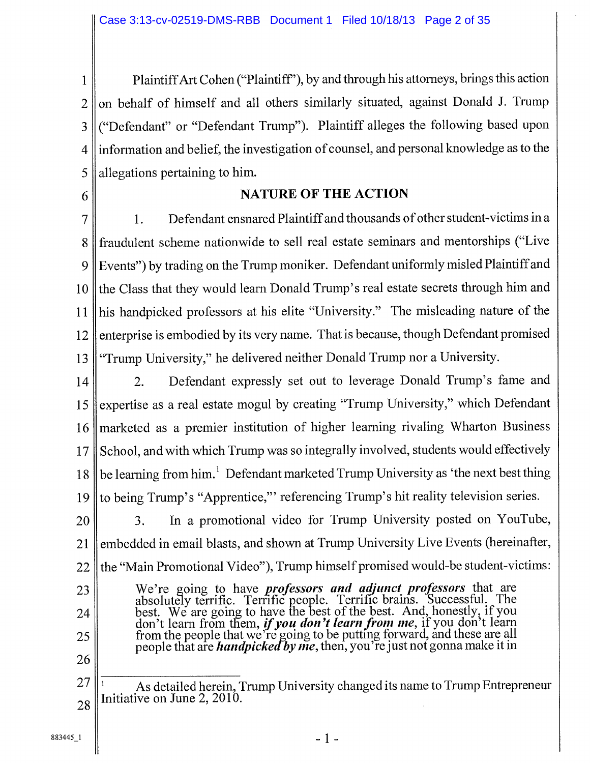Plaintiff Art Cohen ("Plaintiff"), by and through his attorneys, brings this action on behalf of himself and all others similarly situated, against Donald J. Trump ("Defendant" or "Defendant Trump"). Plaintiff alleges the following based upon information and belief, the investigation of counsel, and personal knowledge as to the allegations pertaining to him.

## NATURE OF THE ACTION

1. Defendant ensnared Plaintiff and thousands of other student-victims in a fraudulent scheme nationwide to sell real estate seminars and mentorships ("Live Events") by trading on the Trump moniker. Defendant uniformly misled Plaintiff and the Class that they would learn Donald Trump's real estate secrets through him and his handpicked professors at his elite "University." The misleading nature of the enterprise is embodied by its very name. That is because, though Defendant promised "Trump University," he delivered neither Donald Trump nor a University.

2. Defendant expressly set out to leverage Donald Trump's fame and expertise as a real estate mogul by creating "Trump University," which Defendant marketed as a premier institution of higher learning rivaling Wharton Business School, and with which Trump was so integrally involved, students would effectively be learning from him.[1] Defendant marketed Trump University as 'the next best thing to being Trump's "Apprentice,"' referencing Trump's hit reality television series.

3. In a promotional video for Trump University posted on YouTube, embedded in email blasts, and shown at Trump University Live Events (hereinafter, the "Main Promotional Video"), Trump himself promised would-be student-victims:

> We're going to have ***professors and adjunct professors*** that are absolutely terrific. Terrific people. Terrific brains. Successful. The best. We are going to have the best of the best. And, honestly, if you don't learn from them, ***if you don't learn from me***, if you don't learn from the people that we're going to be putting forward, and these are all people that are ***handpicked by me***, then, you're just not gonna make it in

---

[1] As detailed herein, Trump University changed its name to Trump Entrepreneur Initiative on June 2, 2010.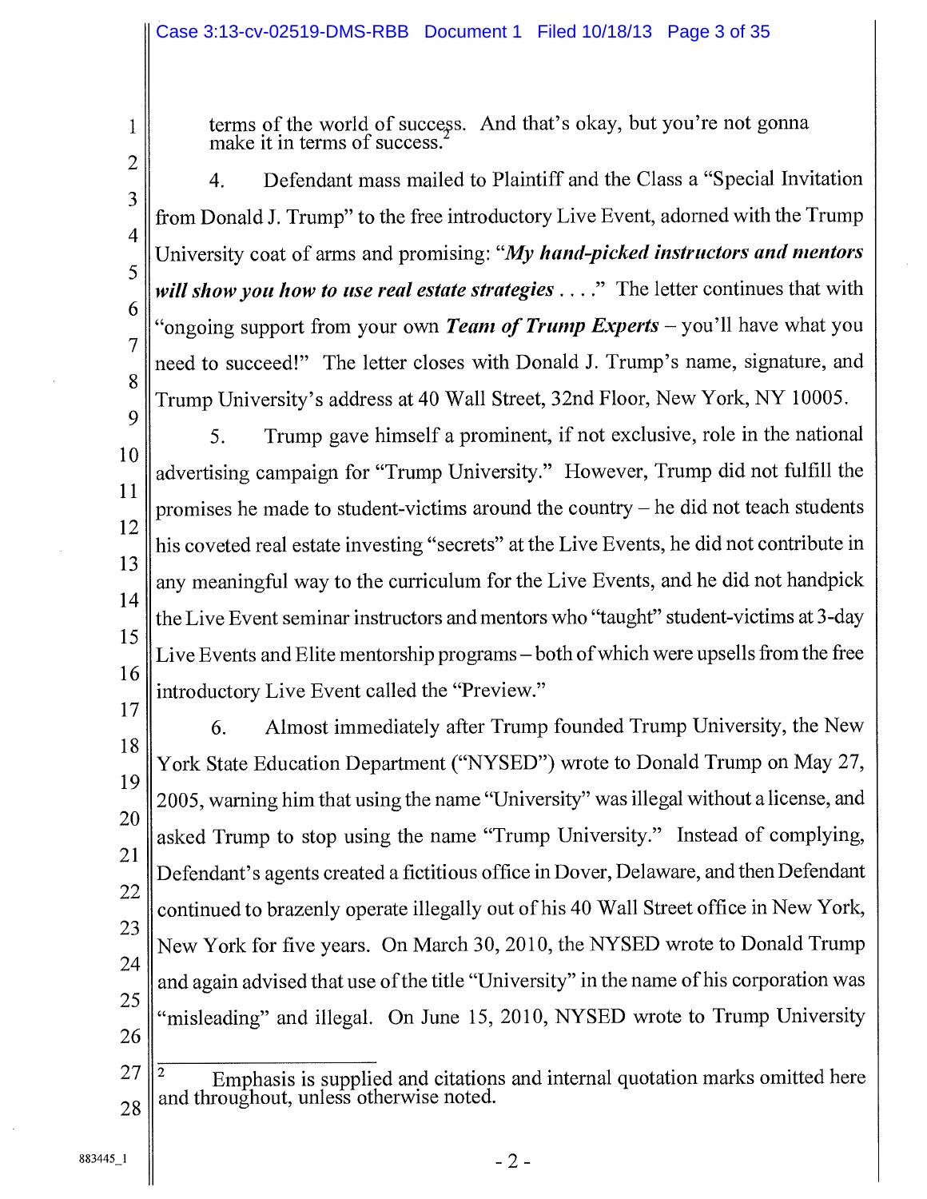terms of the world of success. And that's okay, but you're not gonna make it in terms of success.[2]

4. Defendant mass mailed to Plaintiff and the Class a "Special Invitation from Donald J. Trump" to the free introductory Live Event, adorned with the Trump University coat of arms and promising: "***My hand-picked instructors and mentors will show you how to use real estate strategies*** . . . ." The letter continues that with "ongoing support from your own ***Team of Trump Experts*** – you'll have what you need to succeed!" The letter closes with Donald J. Trump's name, signature, and Trump University's address at 40 Wall Street, 32nd Floor, New York, NY 10005.

5. Trump gave himself a prominent, if not exclusive, role in the national advertising campaign for "Trump University." However, Trump did not fulfill the promises he made to student-victims around the country – he did not teach students his coveted real estate investing "secrets" at the Live Events, he did not contribute in any meaningful way to the curriculum for the Live Events, and he did not handpick the Live Event seminar instructors and mentors who "taught" student-victims at 3-day Live Events and Elite mentorship programs – both of which were upsells from the free introductory Live Event called the "Preview."

6. Almost immediately after Trump founded Trump University, the New York State Education Department ("NYSED") wrote to Donald Trump on May 27, 2005, warning him that using the name "University" was illegal without a license, and asked Trump to stop using the name "Trump University." Instead of complying, Defendant's agents created a fictitious office in Dover, Delaware, and then Defendant continued to brazenly operate illegally out of his 40 Wall Street office in New York, New York for five years. On March 30, 2010, the NYSED wrote to Donald Trump and again advised that use of the title "University" in the name of his corporation was "misleading" and illegal. On June 15, 2010, NYSED wrote to Trump University

---

[2] Emphasis is supplied and citations and internal quotation marks omitted here and throughout, unless otherwise noted.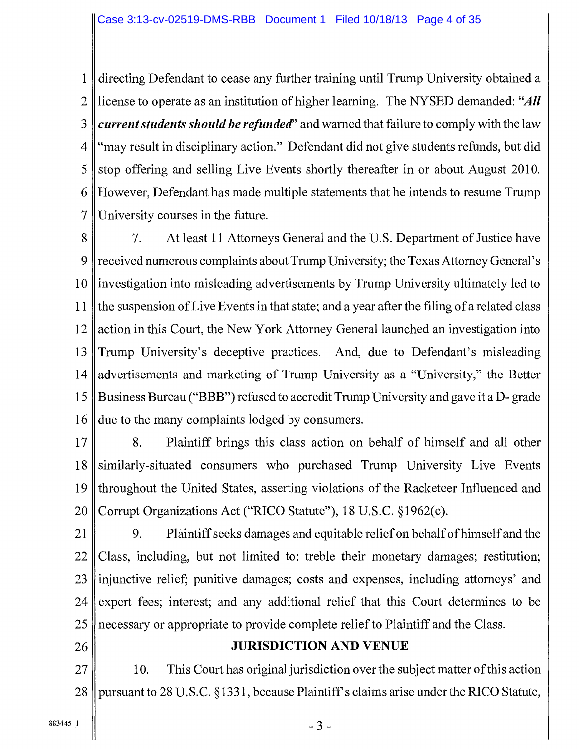directing Defendant to cease any further training until Trump University obtained a license to operate as an institution of higher learning. The NYSED demanded: "***All current students should be refunded***" and warned that failure to comply with the law "may result in disciplinary action." Defendant did not give students refunds, but did stop offering and selling Live Events shortly thereafter in or about August 2010. However, Defendant has made multiple statements that he intends to resume Trump University courses in the future.

7. At least 11 Attorneys General and the U.S. Department of Justice have received numerous complaints about Trump University; the Texas Attorney General's investigation into misleading advertisements by Trump University ultimately led to the suspension of Live Events in that state; and a year after the filing of a related class action in this Court, the New York Attorney General launched an investigation into Trump University's deceptive practices. And, due to Defendant's misleading advertisements and marketing of Trump University as a "University," the Better Business Bureau ("BBB") refused to accredit Trump University and gave it a D- grade due to the many complaints lodged by consumers.

8. Plaintiff brings this class action on behalf of himself and all other similarly-situated consumers who purchased Trump University Live Events throughout the United States, asserting violations of the Racketeer Influenced and Corrupt Organizations Act ("RICO Statute"), 18 U.S.C. §1962(c).

9. Plaintiff seeks damages and equitable relief on behalf of himself and the Class, including, but not limited to: treble their monetary damages; restitution; injunctive relief; punitive damages; costs and expenses, including attorneys' and expert fees; interest; and any additional relief that this Court determines to be necessary or appropriate to provide complete relief to Plaintiff and the Class.

## JURISDICTION AND VENUE

10. This Court has original jurisdiction over the subject matter of this action pursuant to 28 U.S.C. §1331, because Plaintiff's claims arise under the RICO Statute,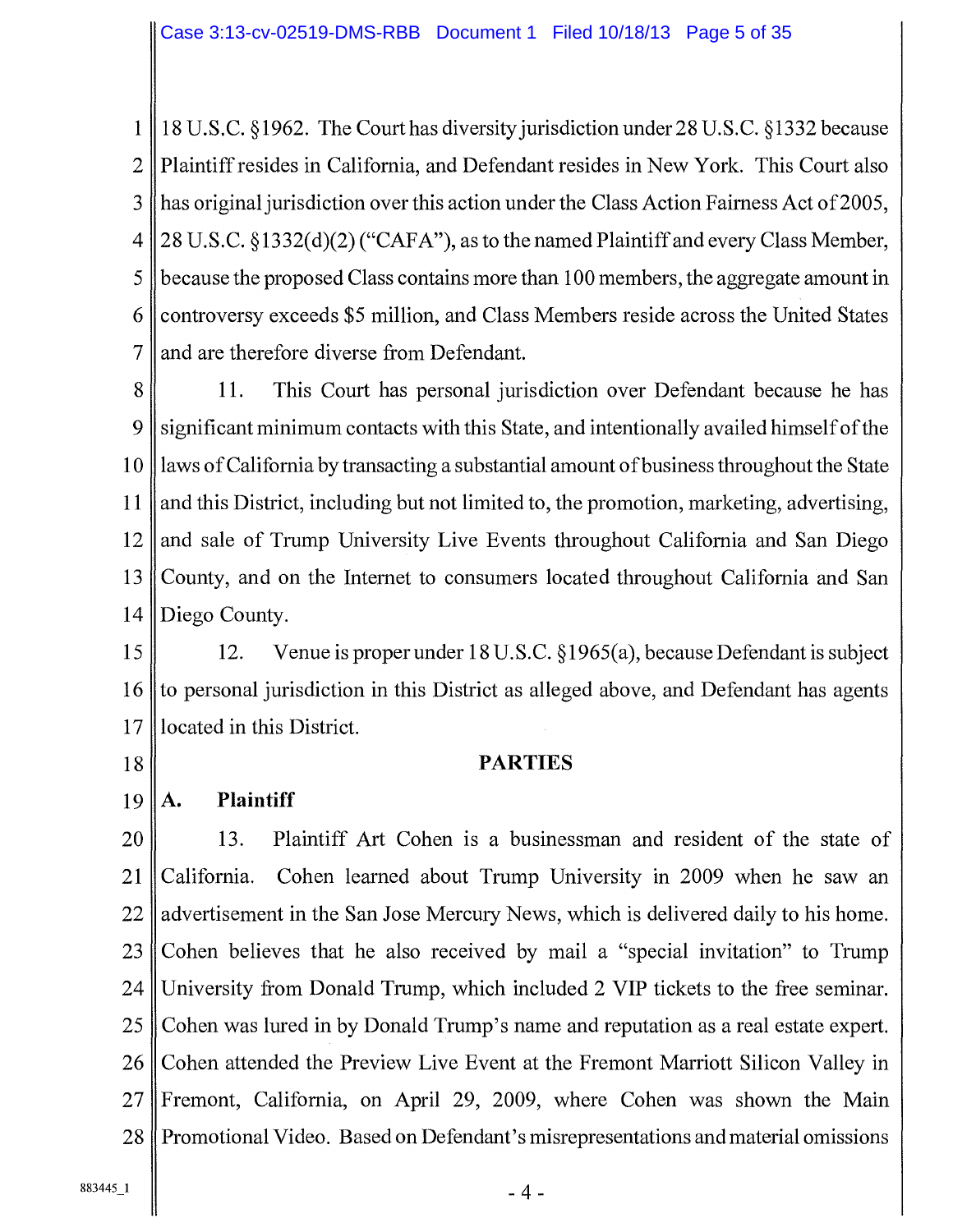18 U.S.C. §1962. The Court has diversity jurisdiction under 28 U.S.C. §1332 because Plaintiff resides in California, and Defendant resides in New York. This Court also has original jurisdiction over this action under the Class Action Fairness Act of 2005, 28 U.S.C. §1332(d)(2) ("CAFA"), as to the named Plaintiff and every Class Member, because the proposed Class contains more than 100 members, the aggregate amount in controversy exceeds $5 million, and Class Members reside across the United States and are therefore diverse from Defendant.

11. This Court has personal jurisdiction over Defendant because he has significant minimum contacts with this State, and intentionally availed himself of the laws of California by transacting a substantial amount of business throughout the State and this District, including but not limited to, the promotion, marketing, advertising, and sale of Trump University Live Events throughout California and San Diego County, and on the Internet to consumers located throughout California and San Diego County.

12. Venue is proper under 18 U.S.C. §1965(a), because Defendant is subject to personal jurisdiction in this District as alleged above, and Defendant has agents located in this District.

## PARTIES

### A. Plaintiff

13. Plaintiff Art Cohen is a businessman and resident of the state of California. Cohen learned about Trump University in 2009 when he saw an advertisement in the San Jose Mercury News, which is delivered daily to his home. Cohen believes that he also received by mail a "special invitation" to Trump University from Donald Trump, which included 2 VIP tickets to the free seminar. Cohen was lured in by Donald Trump's name and reputation as a real estate expert. Cohen attended the Preview Live Event at the Fremont Marriott Silicon Valley in Fremont, California, on April 29, 2009, where Cohen was shown the Main Promotional Video. Based on Defendant's misrepresentations and material omissions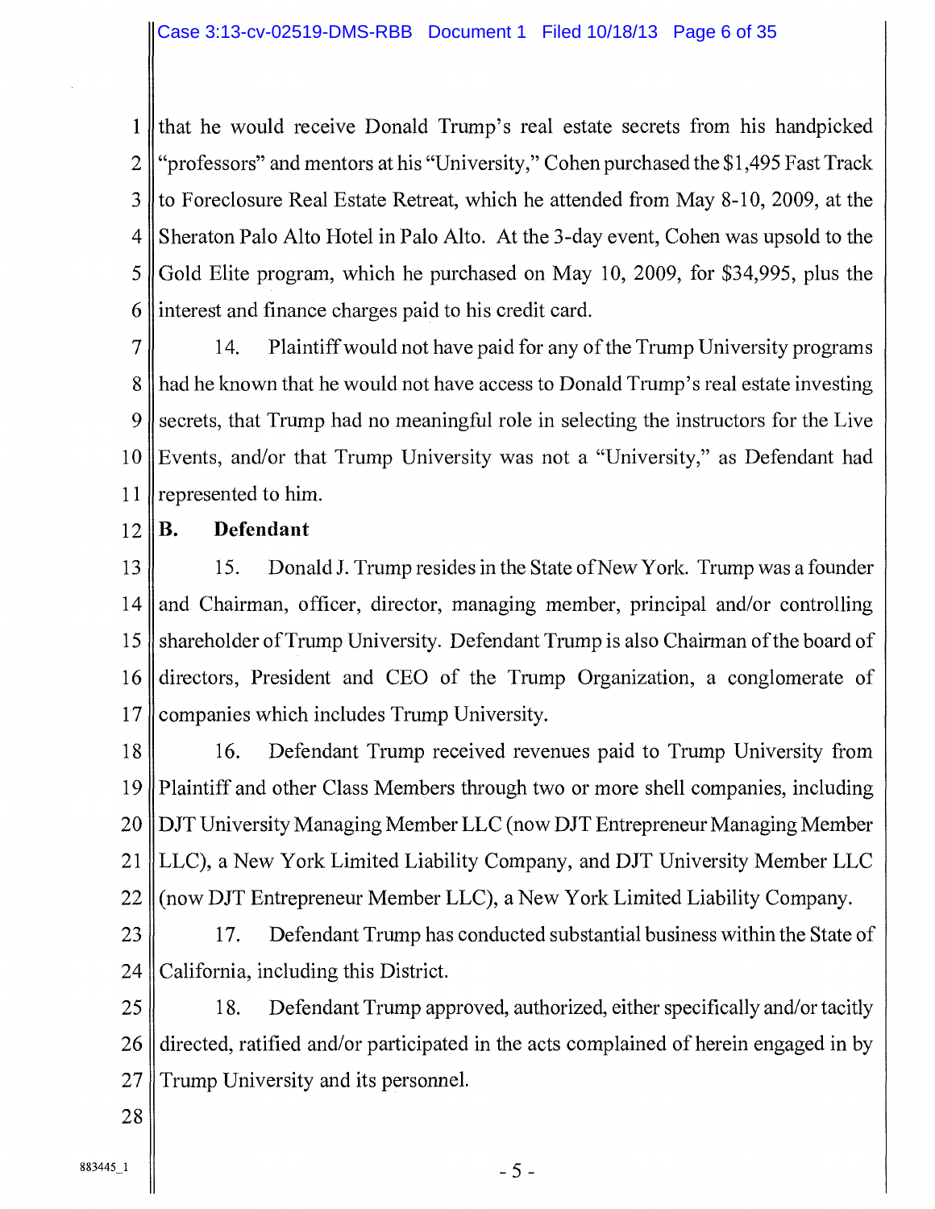that he would receive Donald Trump's real estate secrets from his handpicked "professors" and mentors at his "University," Cohen purchased the $1,495 Fast Track to Foreclosure Real Estate Retreat, which he attended from May 8-10, 2009, at the Sheraton Palo Alto Hotel in Palo Alto. At the 3-day event, Cohen was upsold to the Gold Elite program, which he purchased on May 10, 2009, for $34,995, plus the interest and finance charges paid to his credit card.

14. Plaintiff would not have paid for any of the Trump University programs had he known that he would not have access to Donald Trump's real estate investing secrets, that Trump had no meaningful role in selecting the instructors for the Live Events, and/or that Trump University was not a "University," as Defendant had represented to him.

**B. Defendant**

15. Donald J. Trump resides in the State of New York. Trump was a founder and Chairman, officer, director, managing member, principal and/or controlling shareholder of Trump University. Defendant Trump is also Chairman of the board of directors, President and CEO of the Trump Organization, a conglomerate of companies which includes Trump University.

16. Defendant Trump received revenues paid to Trump University from Plaintiff and other Class Members through two or more shell companies, including DJT University Managing Member LLC (now DJT Entrepreneur Managing Member LLC), a New York Limited Liability Company, and DJT University Member LLC (now DJT Entrepreneur Member LLC), a New York Limited Liability Company.

17. Defendant Trump has conducted substantial business within the State of California, including this District.

18. Defendant Trump approved, authorized, either specifically and/or tacitly directed, ratified and/or participated in the acts complained of herein engaged in by Trump University and its personnel.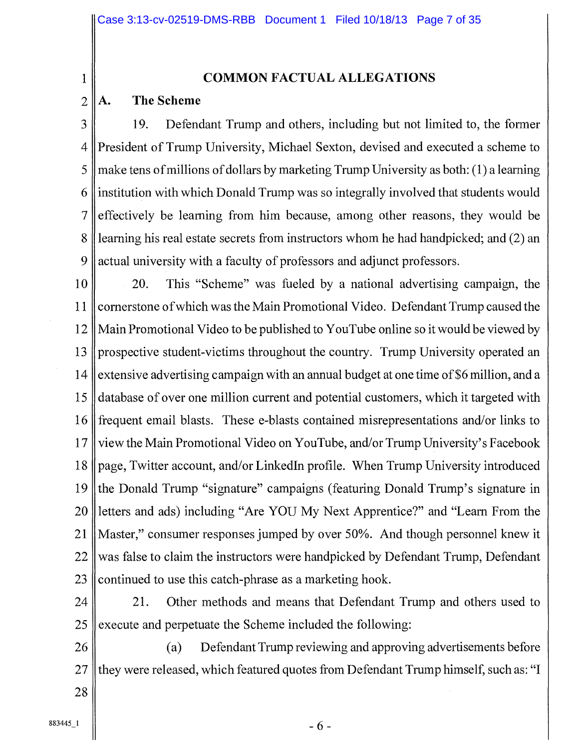## COMMON FACTUAL ALLEGATIONS

### A. The Scheme

19. Defendant Trump and others, including but not limited to, the former President of Trump University, Michael Sexton, devised and executed a scheme to make tens of millions of dollars by marketing Trump University as both: (1) a learning institution with which Donald Trump was so integrally involved that students would effectively be learning from him because, among other reasons, they would be learning his real estate secrets from instructors whom he had handpicked; and (2) an actual university with a faculty of professors and adjunct professors.

20. This "Scheme" was fueled by a national advertising campaign, the cornerstone of which was the Main Promotional Video. Defendant Trump caused the Main Promotional Video to be published to YouTube online so it would be viewed by prospective student-victims throughout the country. Trump University operated an extensive advertising campaign with an annual budget at one time of $6 million, and a database of over one million current and potential customers, which it targeted with frequent email blasts. These e-blasts contained misrepresentations and/or links to view the Main Promotional Video on YouTube, and/or Trump University's Facebook page, Twitter account, and/or LinkedIn profile. When Trump University introduced the Donald Trump "signature" campaigns (featuring Donald Trump's signature in letters and ads) including "Are YOU My Next Apprentice?" and "Learn From the Master," consumer responses jumped by over 50%. And though personnel knew it was false to claim the instructors were handpicked by Defendant Trump, Defendant continued to use this catch-phrase as a marketing hook.

21. Other methods and means that Defendant Trump and others used to execute and perpetuate the Scheme included the following:

(a) Defendant Trump reviewing and approving advertisements before they were released, which featured quotes from Defendant Trump himself, such as: "I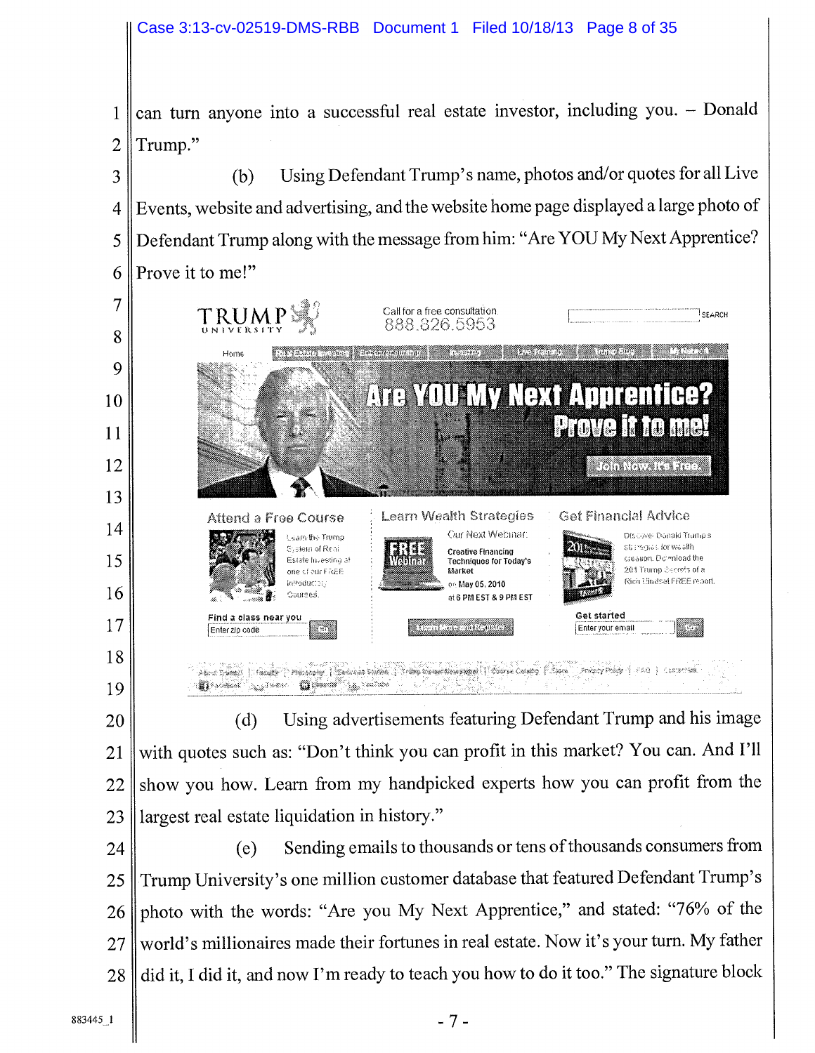can turn anyone into a successful real estate investor, including you. – Donald Trump."

(b) Using Defendant Trump's name, photos and/or quotes for all Live Events, website and advertising, and the website home page displayed a large photo of Defendant Trump along with the message from him: "Are YOU My Next Apprentice? Prove it to me!"

(d) Using advertisements featuring Defendant Trump and his image with quotes such as: "Don't think you can profit in this market? You can. And I'll show you how. Learn from my handpicked experts how you can profit from the largest real estate liquidation in history."

(e) Sending emails to thousands or tens of thousands consumers from Trump University's one million customer database that featured Defendant Trump's photo with the words: "Are you My Next Apprentice," and stated: "76% of the world's millionaires made their fortunes in real estate. Now it's your turn. My father did it, I did it, and now I'm ready to teach you how to do it too." The signature block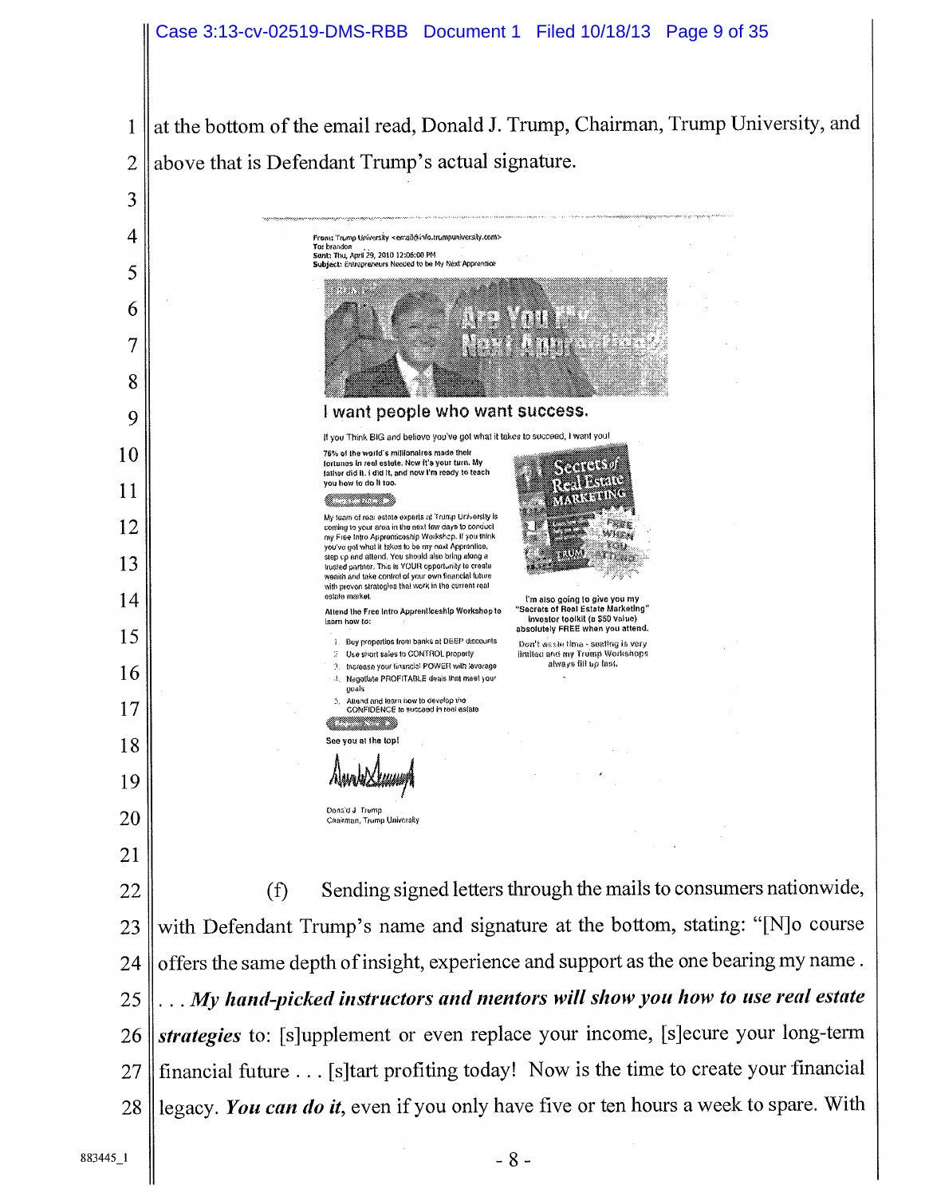at the bottom of the email read, Donald J. Trump, Chairman, Trump University, and above that is Defendant Trump's actual signature.

From: Trump University <email@info.trumpuniversity.com>
To: brandon
Sent: Thu, April 29, 2010 12:06:00 PM
Subject: Entrepreneurs Needed to be My Next Apprentice

Are You My Next Apprentice?

I want people who want success.

If you Think BIG and believe you've got what it takes to succeed, I want you!

76% of the world's millionaires made their fortunes in real estate. Now it's your turn. My father did it. I did it, and now I'm ready to teach you how to do it too.

My team of real estate experts at Trump University is coming to your area in the next few days to conduct my Free Intro Apprenticeship Workshop. If you think you've got what it takes to be my next Apprentice, step up and attend. You should also bring along a trusted partner. This is YOUR opportunity to create wealth and take control of your own financial future with proven strategies that work in the current real estate market.

Attend the Free Intro Apprenticeship Workshop to learn how to:

1. Buy properties from banks at DEEP discounts
2. Use short sales to CONTROL property
3. Increase your financial POWER with leverage
4. Negotiate PROFITABLE deals that meet your goals
5. Attend and learn how to develop the CONFIDENCE to succeed in real estate

See you at the top!

Donald J. Trump
Chairman, Trump University

Secrets of Real Estate Marketing

I'm also going to give you my "Secrets of Real Estate Marketing" investor toolkit (a $50 value) absolutely FREE when you attend.

Don't waste time - seating is very limited and my Trump Workshops always fill up fast.

(f) Sending signed letters through the mails to consumers nationwide, with Defendant Trump's name and signature at the bottom, stating: "[N]o course offers the same depth of insight, experience and support as the one bearing my name . . . . *My hand-picked instructors and mentors will show you how to use real estate strategies* to: [s]upplement or even replace your income, [s]ecure your long-term financial future . . . [s]tart profiting today! Now is the time to create your financial legacy. *You can do it*, even if you only have five or ten hours a week to spare. With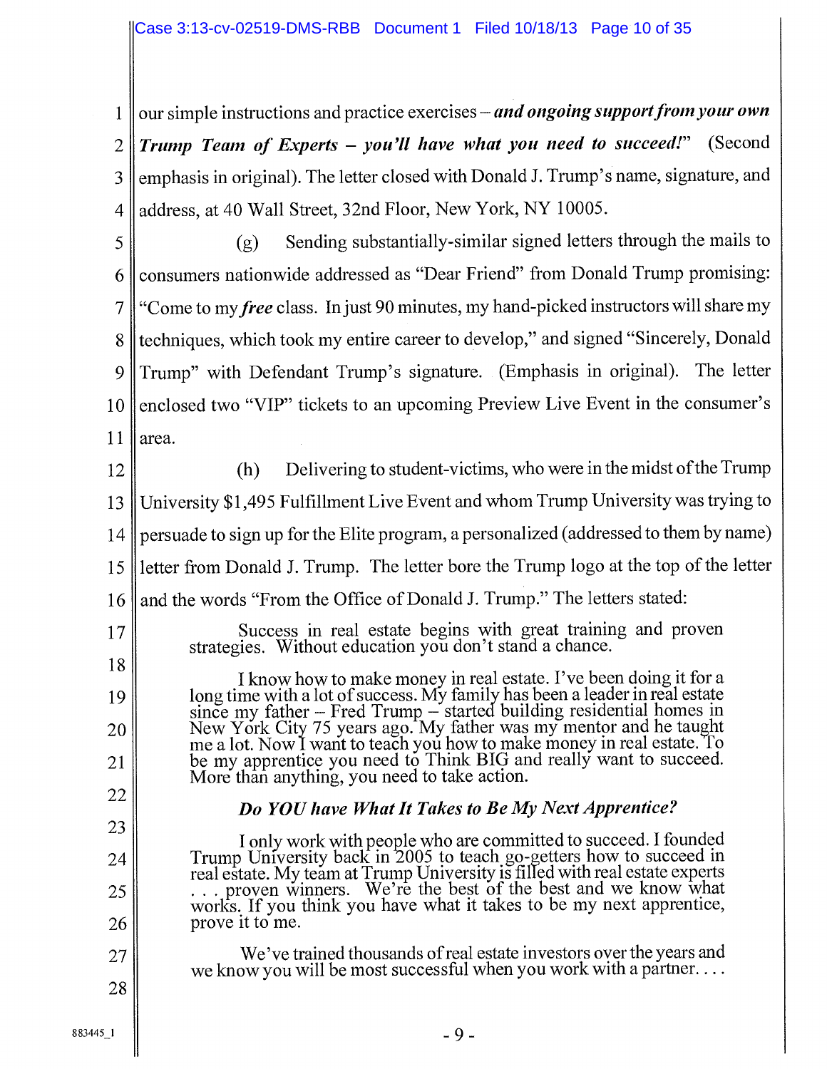our simple instructions and practice exercises – ***and ongoing support from your own Trump Team of Experts – you'll have what you need to succeed!*** (Second emphasis in original). The letter closed with Donald J. Trump's name, signature, and address, at 40 Wall Street, 32nd Floor, New York, NY 10005.

(g) Sending substantially-similar signed letters through the mails to consumers nationwide addressed as "Dear Friend" from Donald Trump promising: "Come to my *free* class. In just 90 minutes, my hand-picked instructors will share my techniques, which took my entire career to develop," and signed "Sincerely, Donald Trump" with Defendant Trump's signature. (Emphasis in original). The letter enclosed two "VIP" tickets to an upcoming Preview Live Event in the consumer's area.

(h) Delivering to student-victims, who were in the midst of the Trump University $1,495 Fulfillment Live Event and whom Trump University was trying to persuade to sign up for the Elite program, a personalized (addressed to them by name) letter from Donald J. Trump. The letter bore the Trump logo at the top of the letter and the words "From the Office of Donald J. Trump." The letters stated:

> Success in real estate begins with great training and proven strategies. Without education you don't stand a chance.
>
> I know how to make money in real estate. I've been doing it for a long time with a lot of success. My family has been a leader in real estate since my father – Fred Trump – started building residential homes in New York City 75 years ago. My father was my mentor and he taught me a lot. Now I want to teach you how to make money in real estate. To be my apprentice you need to Think BIG and really want to succeed. More than anything, you need to take action.
>
> ***Do YOU have What It Takes to Be My Next Apprentice?***
>
> I only work with people who are committed to succeed. I founded Trump University back in 2005 to teach go-getters how to succeed in real estate. My team at Trump University is filled with real estate experts . . . proven winners. We're the best of the best and we know what works. If you think you have what it takes to be my next apprentice, prove it to me.
>
> We've trained thousands of real estate investors over the years and we know you will be most successful when you work with a partner. . . .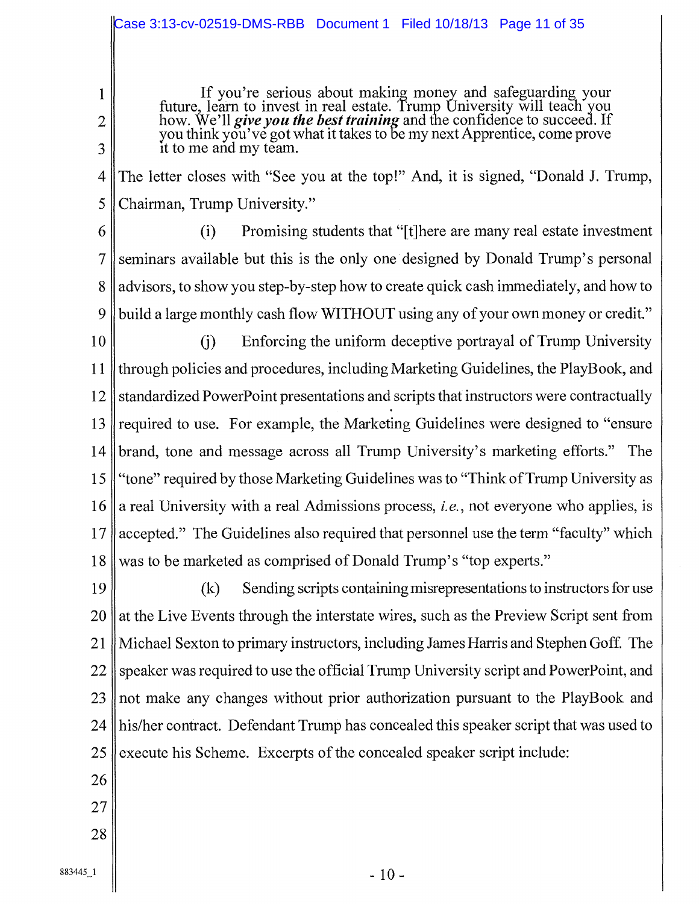> If you're serious about making money and safeguarding your future, learn to invest in real estate. Trump University will teach you how. We'll ***give you the best training*** and the confidence to succeed. If you think you've got what it takes to be my next Apprentice, come prove it to me and my team.

The letter closes with "See you at the top!" And, it is signed, "Donald J. Trump, Chairman, Trump University."

(i) Promising students that "[t]here are many real estate investment seminars available but this is the only one designed by Donald Trump's personal advisors, to show you step-by-step how to create quick cash immediately, and how to build a large monthly cash flow WITHOUT using any of your own money or credit."

(j) Enforcing the uniform deceptive portrayal of Trump University through policies and procedures, including Marketing Guidelines, the PlayBook, and standardized PowerPoint presentations and scripts that instructors were contractually required to use. For example, the Marketing Guidelines were designed to "ensure brand, tone and message across all Trump University's marketing efforts." The "tone" required by those Marketing Guidelines was to "Think of Trump University as a real University with a real Admissions process, *i.e.*, not everyone who applies, is accepted." The Guidelines also required that personnel use the term "faculty" which was to be marketed as comprised of Donald Trump's "top experts."

(k) Sending scripts containing misrepresentations to instructors for use at the Live Events through the interstate wires, such as the Preview Script sent from Michael Sexton to primary instructors, including James Harris and Stephen Goff. The speaker was required to use the official Trump University script and PowerPoint, and not make any changes without prior authorization pursuant to the PlayBook and his/her contract. Defendant Trump has concealed this speaker script that was used to execute his Scheme. Excerpts of the concealed speaker script include: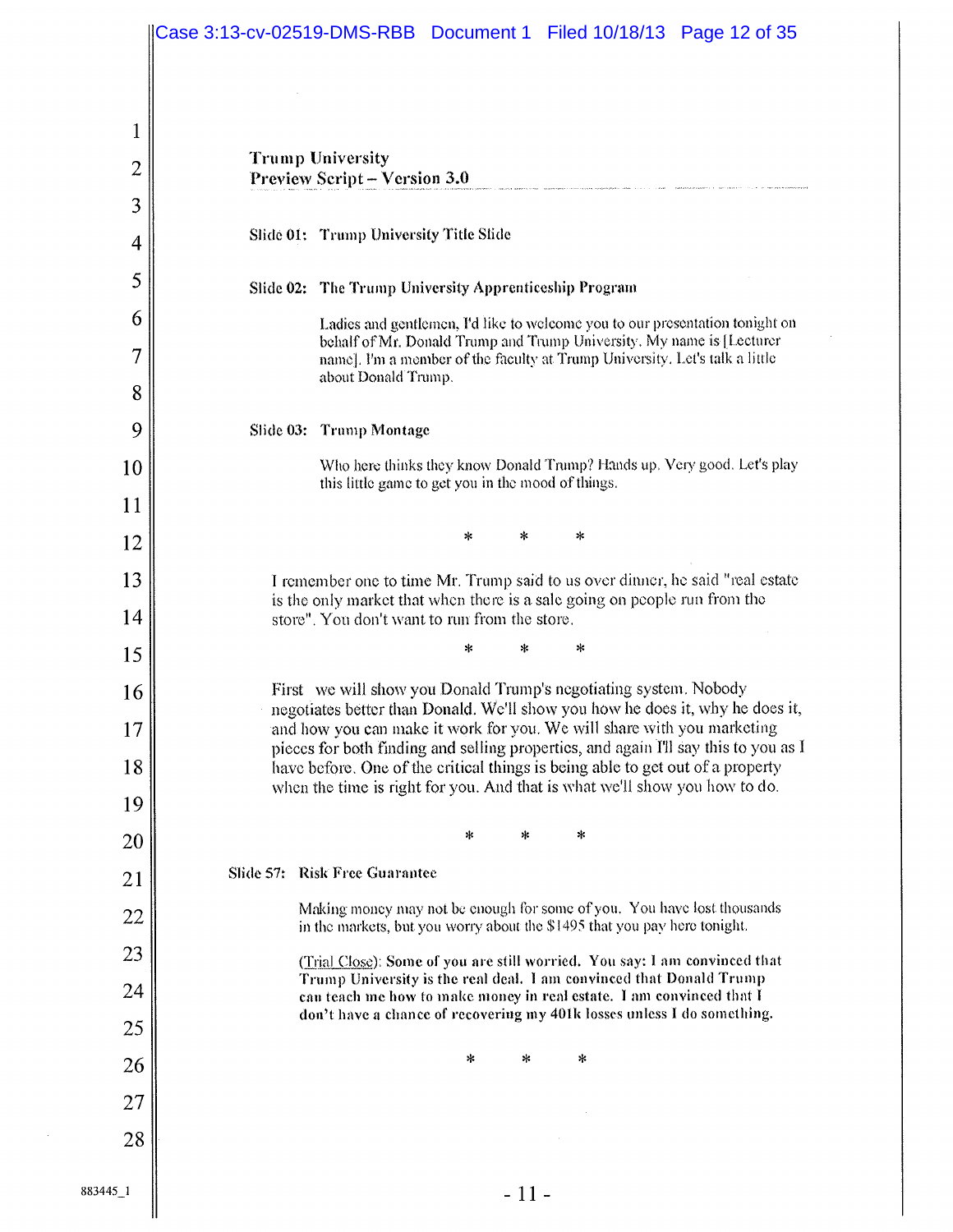**Trump University**
**Preview Script – Version 3.0**

**Slide 01: Trump University Title Slide**

**Slide 02: The Trump University Apprenticeship Program**

Ladies and gentlemen, I'd like to welcome you to our presentation tonight on behalf of Mr. Donald Trump and Trump University. My name is [Lecturer name]. I'm a member of the faculty at Trump University. Let's talk a little about Donald Trump.

**Slide 03: Trump Montage**

Who here thinks they know Donald Trump? Hands up. Very good. Let's play this little game to get you in the mood of things.

\* \* \*

I remember one to time Mr. Trump said to us over dinner, he said "real estate is the only market that when there is a sale going on people run from the store". You don't want to run from the store.

\* \* \*

First we will show you Donald Trump's negotiating system. Nobody negotiates better than Donald. We'll show you how he does it, why he does it, and how you can make it work for you. We will share with you marketing pieces for both finding and selling properties, and again I'll say this to you as I have before. One of the critical things is being able to get out of a property when the time is right for you. And that is what we'll show you how to do.

\* \* \*

**Slide 57: Risk Free Guarantee**

Making money may not be enough for some of you. You have lost thousands in the markets, but you worry about the $1495 that you pay here tonight.

(Trial Close): **Some of you are still worried. You say: I am convinced that Trump University is the real deal. I am convinced that Donald Trump can teach me how to make money in real estate. I am convinced that I don't have a chance of recovering my 401k losses unless I do something.**

\* \* \*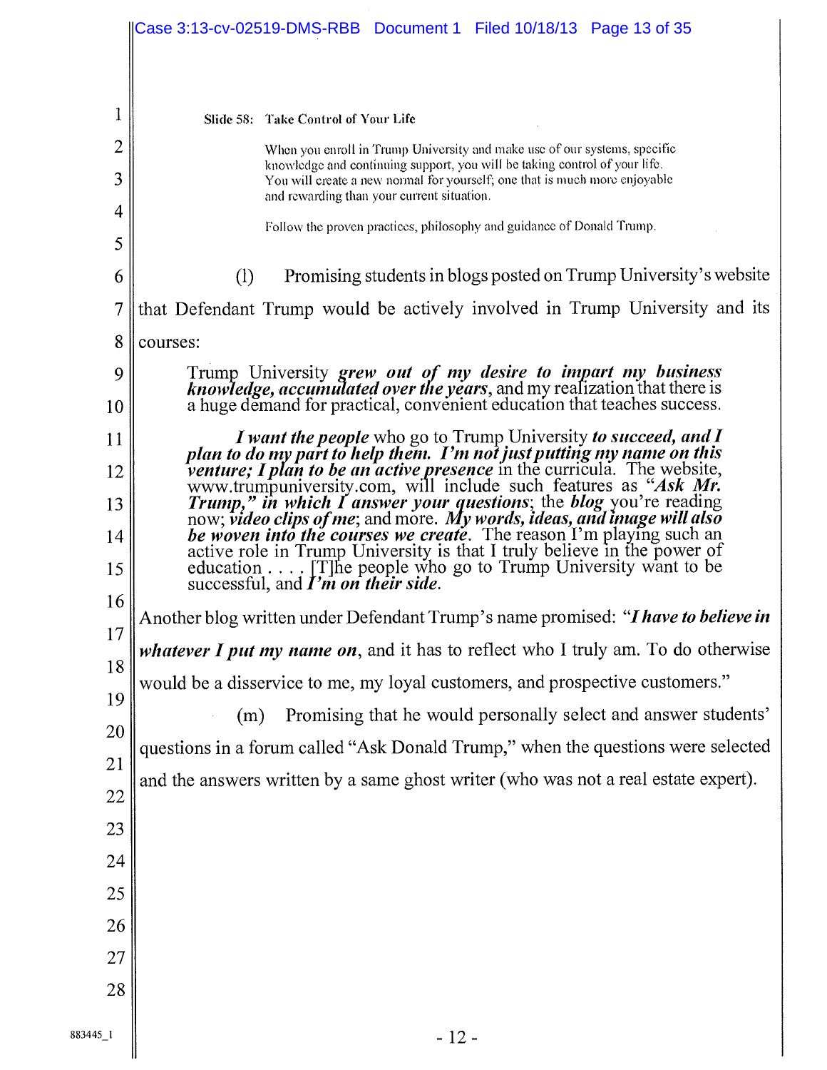Slide 58: Take Control of Your Life

> When you enroll in Trump University and make use of our systems, specific knowledge and continuing support, you will be taking control of your life. You will create a new normal for yourself; one that is much more enjoyable and rewarding than your current situation.
>
> Follow the proven practices, philosophy and guidance of Donald Trump.

(l) Promising students in blogs posted on Trump University's website that Defendant Trump would be actively involved in Trump University and its courses:

> Trump University ***grew out of my desire to impart my business knowledge, accumulated over the years***, and my realization that there is a huge demand for practical, convenient education that teaches success.
>
> ***I want the people*** who go to Trump University ***to succeed, and I plan to do my part to help them. I'm not just putting my name on this venture; I plan to be an active presence*** in the curricula. The website, www.trumpuniversity.com, will include such features as ***"Ask Mr. Trump," in which I answer your questions***; the ***blog*** you're reading now; ***video clips of me***; and more. ***My words, ideas, and image will also be woven into the courses we create***. The reason I'm playing such an active role in Trump University is that I truly believe in the power of education . . . . [T]he people who go to Trump University want to be successful, and ***I'm on their side***.

Another blog written under Defendant Trump's name promised: ***"I have to believe in whatever I put my name on***, and it has to reflect who I truly am. To do otherwise would be a disservice to me, my loyal customers, and prospective customers."

(m) Promising that he would personally select and answer students' questions in a forum called "Ask Donald Trump," when the questions were selected and the answers written by a same ghost writer (who was not a real estate expert).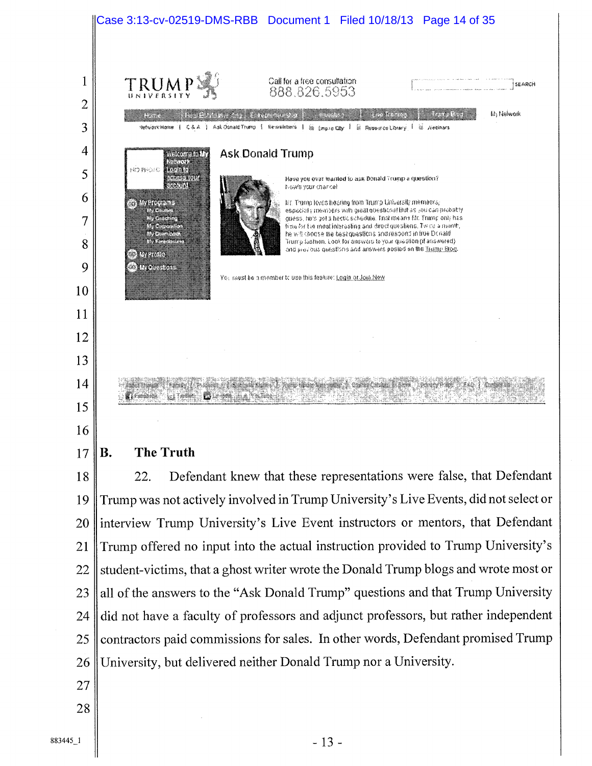TRUMP UNIVERSITY

Call for a free consultation
888.826.5953

SEARCH

Ask Donald Trump

Have you ever wanted to ask Donald Trump a question? Now's your chance!

Mr. Trump loves hearing from Trump University members, especially members with great questions! But as you can probably guess, he's got a hectic schedule. That means Mr. Trump only has time for the most interesting and direct questions. Twice a month, he will choose the best questions and respond in true Donald Trump fashion. Look for answers to your question (if answered) and previous questions and answers posted on the Trump Blog.

You must be a member to use this feature: Login or Join Now

## B. The Truth

22. Defendant knew that these representations were false, that Defendant Trump was not actively involved in Trump University's Live Events, did not select or interview Trump University's Live Event instructors or mentors, that Defendant Trump offered no input into the actual instruction provided to Trump University's student-victims, that a ghost writer wrote the Donald Trump blogs and wrote most or all of the answers to the "Ask Donald Trump" questions and that Trump University did not have a faculty of professors and adjunct professors, but rather independent contractors paid commissions for sales. In other words, Defendant promised Trump University, but delivered neither Donald Trump nor a University.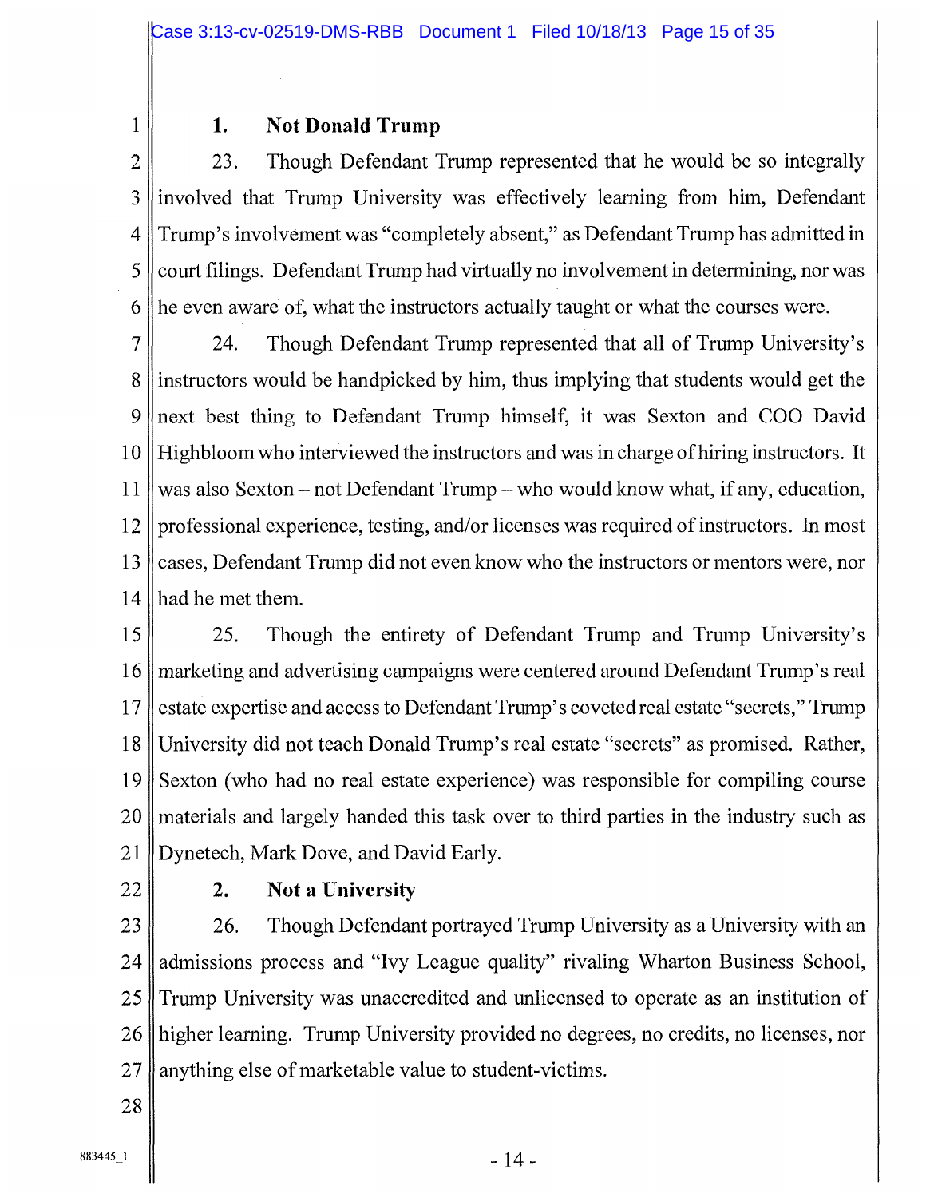### 1. Not Donald Trump

23. Though Defendant Trump represented that he would be so integrally involved that Trump University was effectively learning from him, Defendant Trump's involvement was "completely absent," as Defendant Trump has admitted in court filings. Defendant Trump had virtually no involvement in determining, nor was he even aware of, what the instructors actually taught or what the courses were.

24. Though Defendant Trump represented that all of Trump University's instructors would be handpicked by him, thus implying that students would get the next best thing to Defendant Trump himself, it was Sexton and COO David Highbloom who interviewed the instructors and was in charge of hiring instructors. It was also Sexton – not Defendant Trump – who would know what, if any, education, professional experience, testing, and/or licenses was required of instructors. In most cases, Defendant Trump did not even know who the instructors or mentors were, nor had he met them.

25. Though the entirety of Defendant Trump and Trump University's marketing and advertising campaigns were centered around Defendant Trump's real estate expertise and access to Defendant Trump's coveted real estate "secrets," Trump University did not teach Donald Trump's real estate "secrets" as promised. Rather, Sexton (who had no real estate experience) was responsible for compiling course materials and largely handed this task over to third parties in the industry such as Dynetech, Mark Dove, and David Early.

### 2. Not a University

26. Though Defendant portrayed Trump University as a University with an admissions process and "Ivy League quality" rivaling Wharton Business School, Trump University was unaccredited and unlicensed to operate as an institution of higher learning. Trump University provided no degrees, no credits, no licenses, nor anything else of marketable value to student-victims.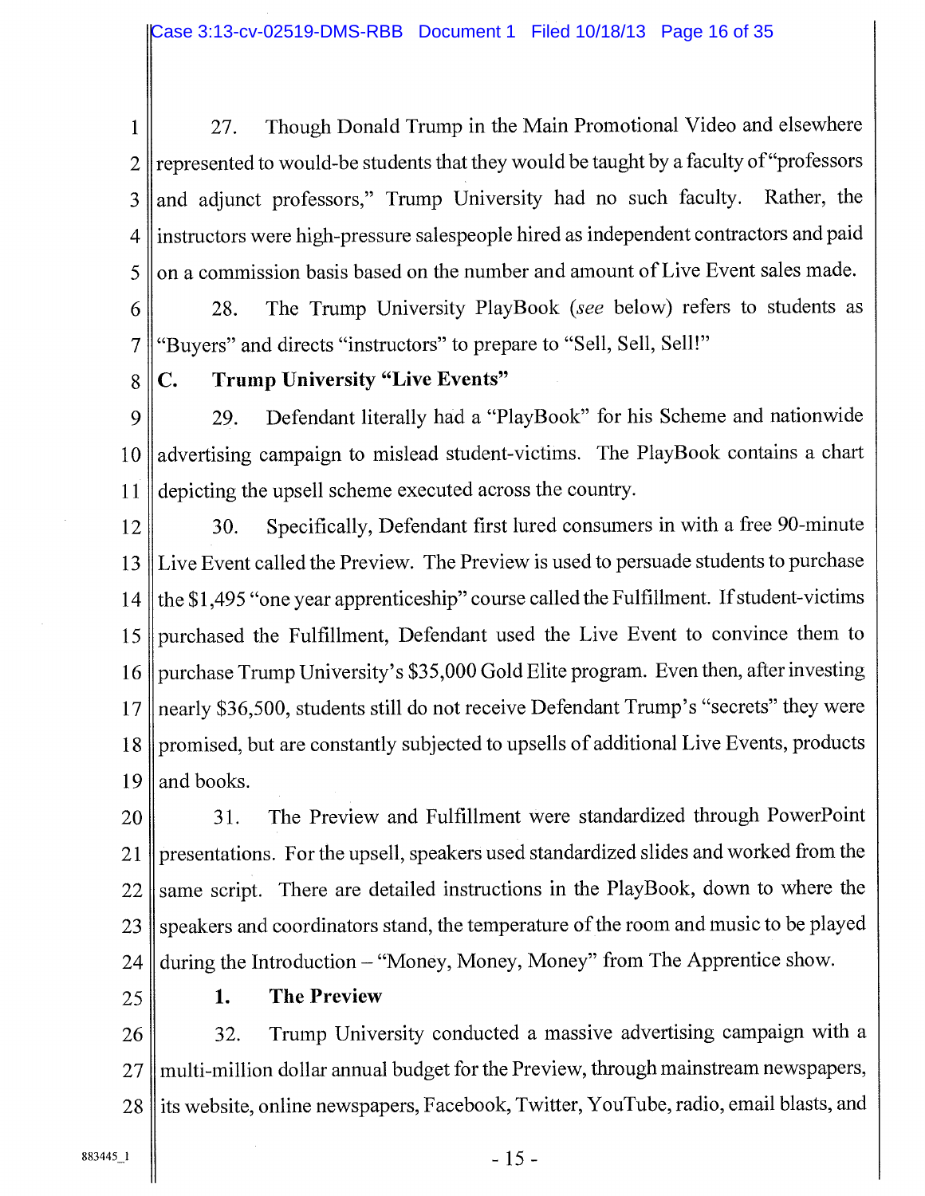27. Though Donald Trump in the Main Promotional Video and elsewhere represented to would-be students that they would be taught by a faculty of "professors and adjunct professors," Trump University had no such faculty. Rather, the instructors were high-pressure salespeople hired as independent contractors and paid on a commission basis based on the number and amount of Live Event sales made.

28. The Trump University PlayBook (*see* below) refers to students as "Buyers" and directs "instructors" to prepare to "Sell, Sell, Sell!"

## C. Trump University "Live Events"

29. Defendant literally had a "PlayBook" for his Scheme and nationwide advertising campaign to mislead student-victims. The PlayBook contains a chart depicting the upsell scheme executed across the country.

30. Specifically, Defendant first lured consumers in with a free 90-minute Live Event called the Preview. The Preview is used to persuade students to purchase the $1,495 "one year apprenticeship" course called the Fulfillment. If student-victims purchased the Fulfillment, Defendant used the Live Event to convince them to purchase Trump University's $35,000 Gold Elite program. Even then, after investing nearly $36,500, students still do not receive Defendant Trump's "secrets" they were promised, but are constantly subjected to upsells of additional Live Events, products and books.

31. The Preview and Fulfillment were standardized through PowerPoint presentations. For the upsell, speakers used standardized slides and worked from the same script. There are detailed instructions in the PlayBook, down to where the speakers and coordinators stand, the temperature of the room and music to be played during the Introduction – "Money, Money, Money" from The Apprentice show.

### 1. The Preview

32. Trump University conducted a massive advertising campaign with a multi-million dollar annual budget for the Preview, through mainstream newspapers, its website, online newspapers, Facebook, Twitter, YouTube, radio, email blasts, and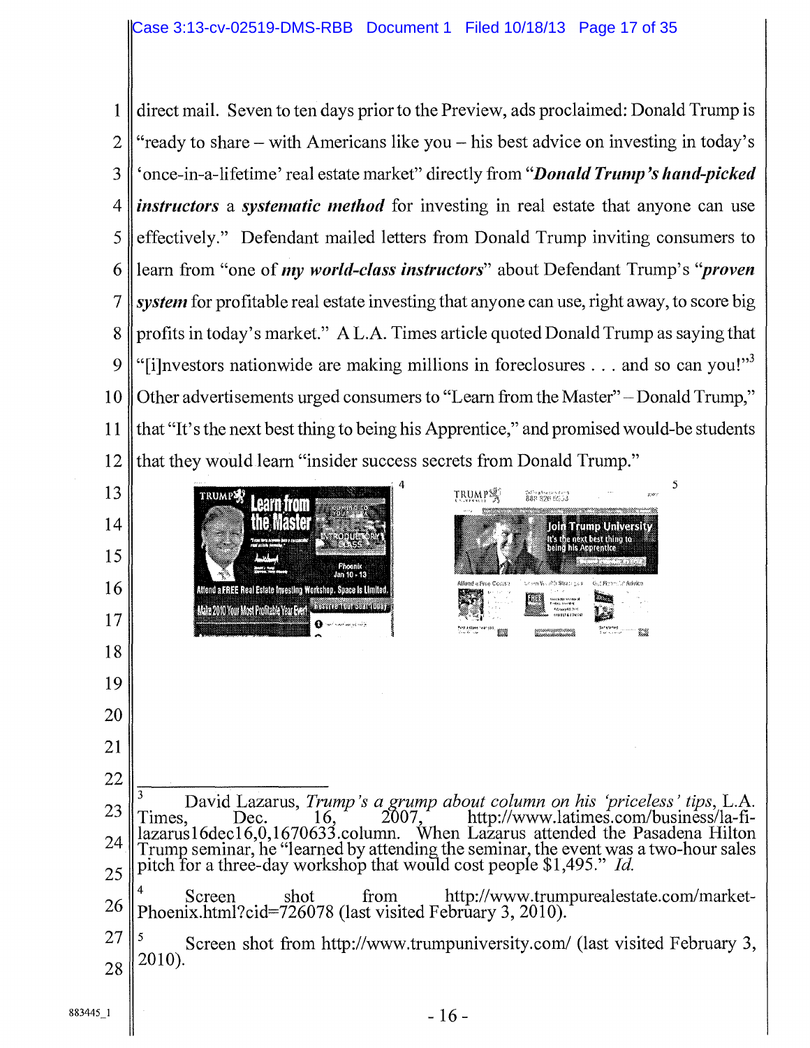direct mail. Seven to ten days prior to the Preview, ads proclaimed: Donald Trump is "ready to share – with Americans like you – his best advice on investing in today's 'once-in-a-lifetime' real estate market" directly from "***Donald Trump's hand-picked instructors*** a ***systematic method*** for investing in real estate that anyone can use effectively." Defendant mailed letters from Donald Trump inviting consumers to learn from "one of ***my world-class instructors***" about Defendant Trump's "***proven system*** for profitable real estate investing that anyone can use, right away, to score big profits in today's market." A L.A. Times article quoted Donald Trump as saying that "[i]nvestors nationwide are making millions in foreclosures . . . and so can you!"[3] Other advertisements urged consumers to "Learn from the Master" – Donald Trump," that "It's the next best thing to being his Apprentice," and promised would-be students that they would learn "insider success secrets from Donald Trump."

[4] [5]

---

[3] David Lazarus, *Trump's a grump about column on his 'priceless' tips*, L.A. Times, Dec. 16, 2007, http://www.latimes.com/business/la-fi-lazarus16dec16,0,1670633.column. When Lazarus attended the Pasadena Hilton Trump seminar, he "learned by attending the seminar, the event was a two-hour sales pitch for a three-day workshop that would cost people $1,495." *Id.*

[4] Screen shot from http://www.trumpurealestate.com/market-Phoenix.html?cid=726078 (last visited February 3, 2010).

[5] Screen shot from http://www.trumpuniversity.com/ (last visited February 3, 2010).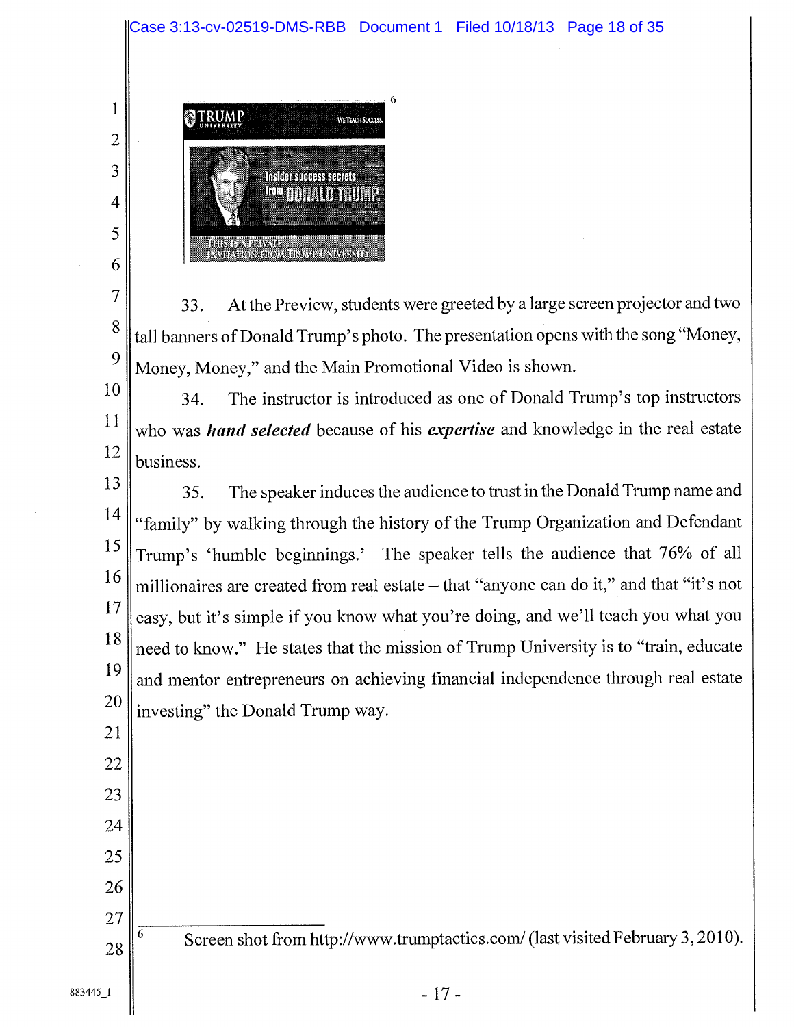[6]

33. At the Preview, students were greeted by a large screen projector and two tall banners of Donald Trump's photo. The presentation opens with the song "Money, Money, Money," and the Main Promotional Video is shown.

34. The instructor is introduced as one of Donald Trump's top instructors who was ***hand selected*** because of his ***expertise*** and knowledge in the real estate business.

35. The speaker induces the audience to trust in the Donald Trump name and "family" by walking through the history of the Trump Organization and Defendant Trump's 'humble beginnings.' The speaker tells the audience that 76% of all millionaires are created from real estate – that "anyone can do it," and that "it's not easy, but it's simple if you know what you're doing, and we'll teach you what you need to know." He states that the mission of Trump University is to "train, educate and mentor entrepreneurs on achieving financial independence through real estate investing" the Donald Trump way.

---

[6] Screen shot from http://www.trumptactics.com/ (last visited February 3, 2010).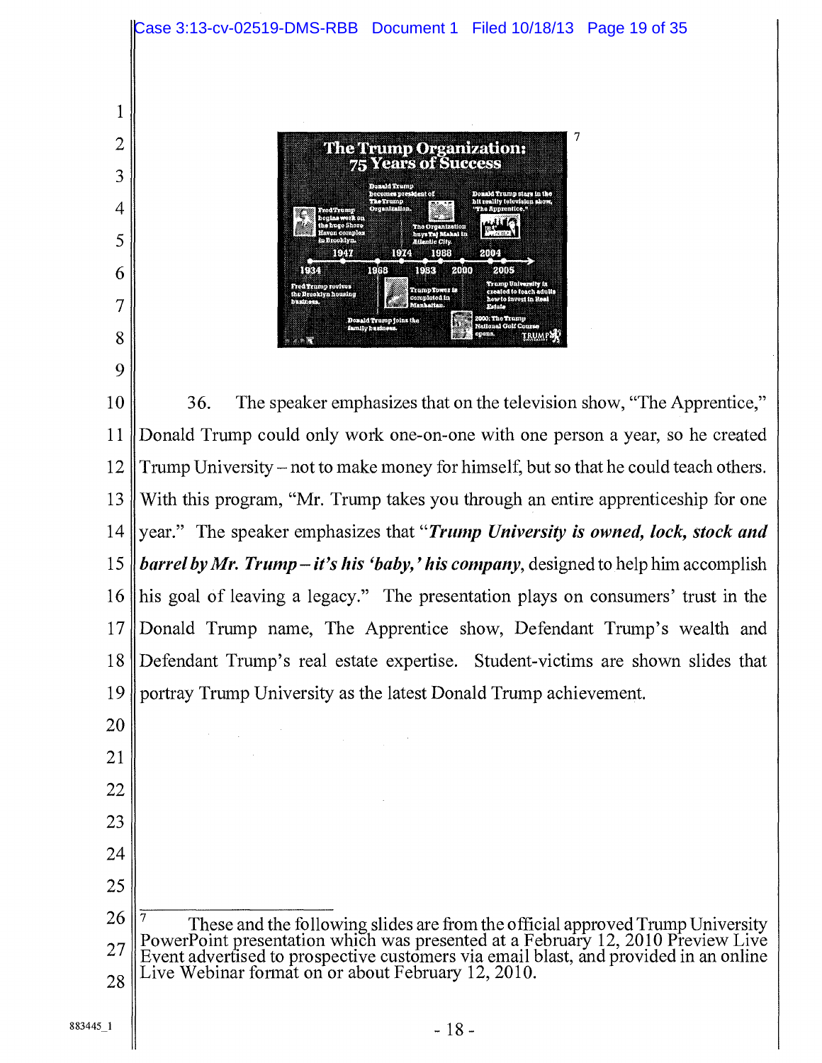**The Trump Organization: 75 Years of Success**

- 1934: Fred Trump revives the Brooklyn housing business.
- 1947: Fred Trump begins work on the huge Shore Haven complex in Brooklyn.
- 1968: Donald Trump joins the family business.
- 1974: Donald Trump becomes president of The Trump Organization.
- 1983: Trump Tower is completed in Manhattan.
- 1988: The Organization buys Taj Mahal in Atlantic City.
- 2000: The Trump National Golf Course opens.
- 2004: Donald Trump stars in the hit reality television show, "The Apprentice."
- 2005: Trump University is created to teach adults how to invest in Real Estate.

[7]

36. The speaker emphasizes that on the television show, "The Apprentice," Donald Trump could only work one-on-one with one person a year, so he created Trump University – not to make money for himself, but so that he could teach others. With this program, "Mr. Trump takes you through an entire apprenticeship for one year." The speaker emphasizes that "***Trump University is owned, lock, stock and barrel by Mr. Trump – it's his 'baby,' his company***, designed to help him accomplish his goal of leaving a legacy." The presentation plays on consumers' trust in the Donald Trump name, The Apprentice show, Defendant Trump's wealth and Defendant Trump's real estate expertise. Student-victims are shown slides that portray Trump University as the latest Donald Trump achievement.

---

[7] These and the following slides are from the official approved Trump University PowerPoint presentation which was presented at a February 12, 2010 Preview Live Event advertised to prospective customers via email blast, and provided in an online Live Webinar format on or about February 12, 2010.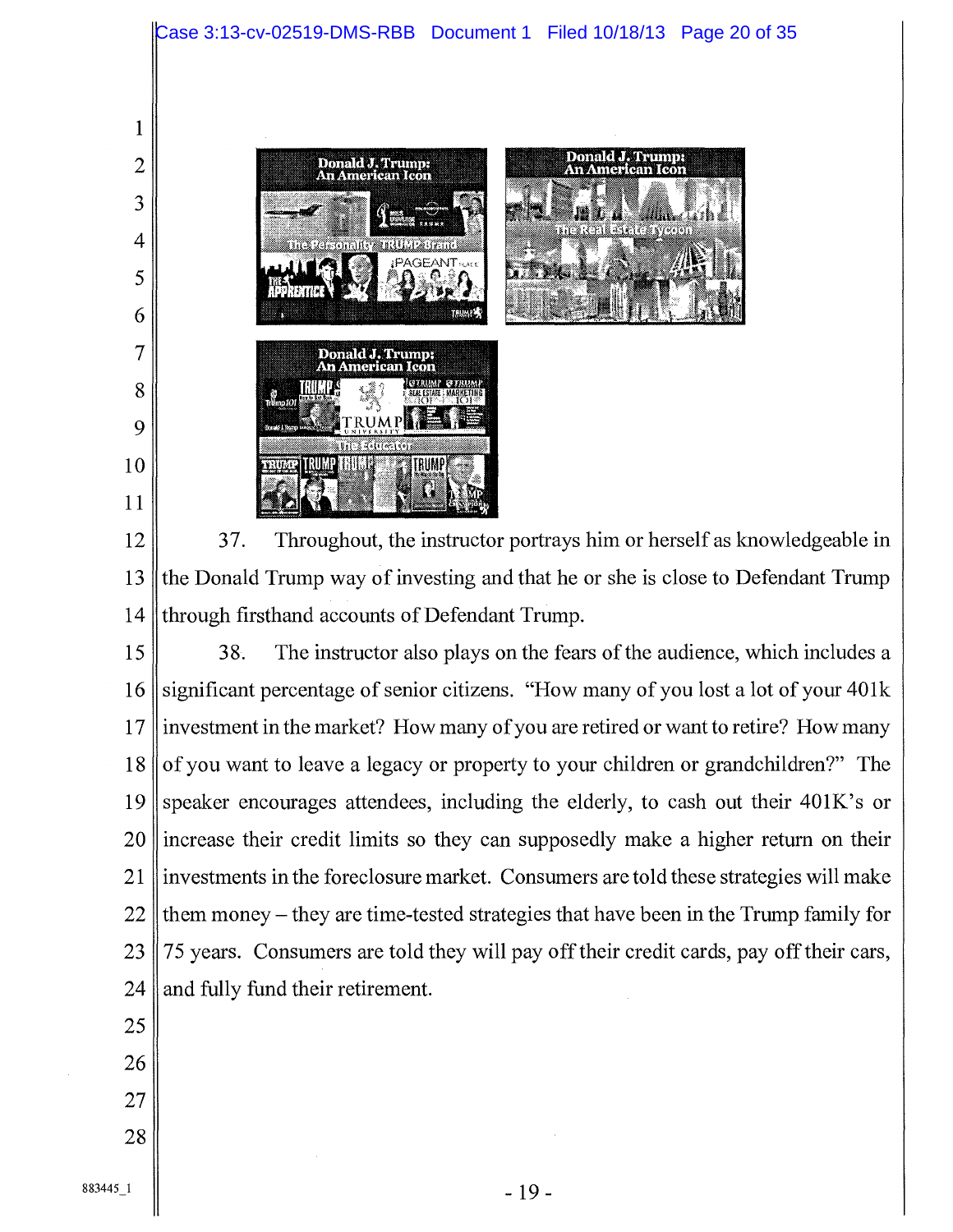37. Throughout, the instructor portrays him or herself as knowledgeable in the Donald Trump way of investing and that he or she is close to Defendant Trump through firsthand accounts of Defendant Trump.

38. The instructor also plays on the fears of the audience, which includes a significant percentage of senior citizens. "How many of you lost a lot of your 401k investment in the market? How many of you are retired or want to retire? How many of you want to leave a legacy or property to your children or grandchildren?" The speaker encourages attendees, including the elderly, to cash out their 401K's or increase their credit limits so they can supposedly make a higher return on their investments in the foreclosure market. Consumers are told these strategies will make them money – they are time-tested strategies that have been in the Trump family for 75 years. Consumers are told they will pay off their credit cards, pay off their cars, and fully fund their retirement.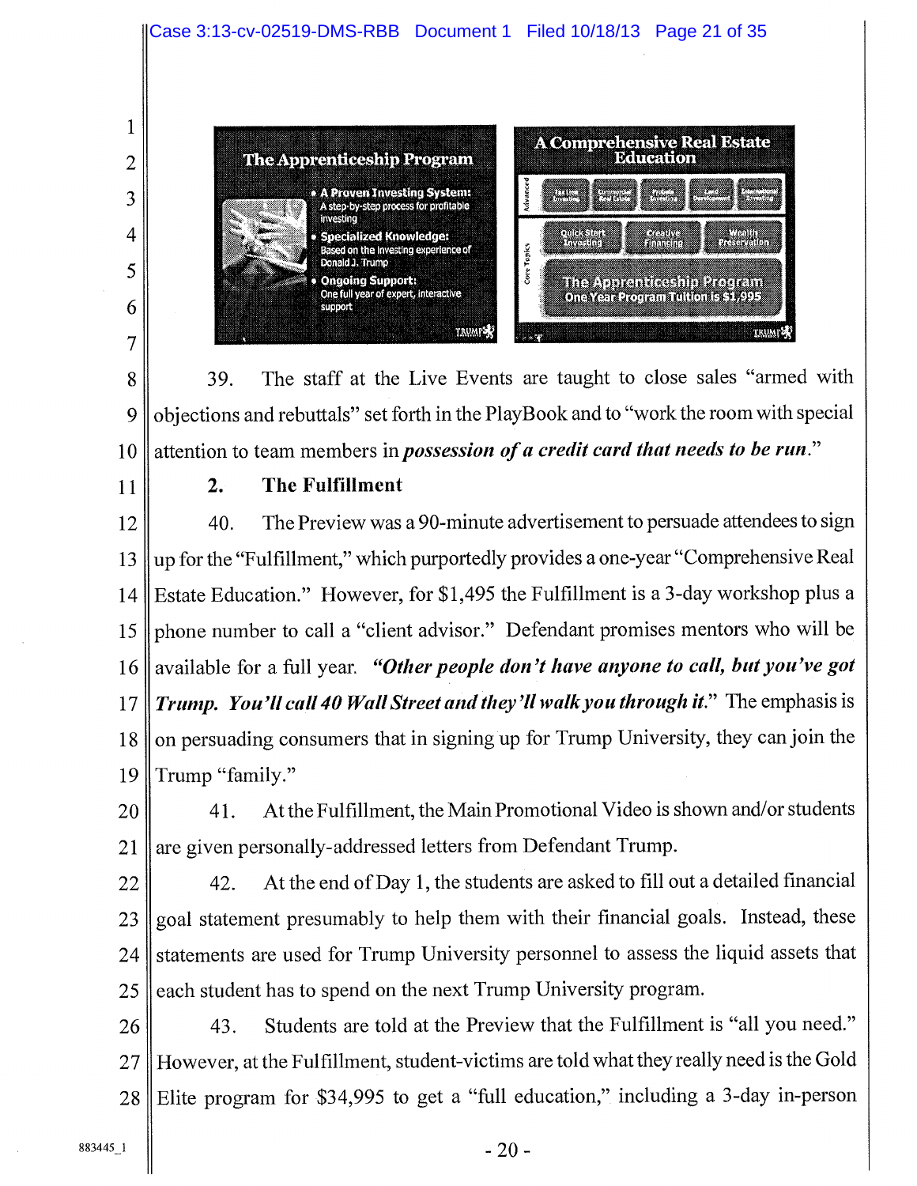39. The staff at the Live Events are taught to close sales "armed with objections and rebuttals" set forth in the PlayBook and to "work the room with special attention to team members in ***possession of a credit card that needs to be run***."

## 2. The Fulfillment

40. The Preview was a 90-minute advertisement to persuade attendees to sign up for the "Fulfillment," which purportedly provides a one-year "Comprehensive Real Estate Education." However, for $1,495 the Fulfillment is a 3-day workshop plus a phone number to call a "client advisor." Defendant promises mentors who will be available for a full year. ***"Other people don't have anyone to call, but you've got Trump. You'll call 40 Wall Street and they'll walk you through it."*** The emphasis is on persuading consumers that in signing up for Trump University, they can join the Trump "family."

41. At the Fulfillment, the Main Promotional Video is shown and/or students are given personally-addressed letters from Defendant Trump.

42. At the end of Day 1, the students are asked to fill out a detailed financial goal statement presumably to help them with their financial goals. Instead, these statements are used for Trump University personnel to assess the liquid assets that each student has to spend on the next Trump University program.

43. Students are told at the Preview that the Fulfillment is "all you need." However, at the Fulfillment, student-victims are told what they really need is the Gold Elite program for $34,995 to get a "full education," including a 3-day in-person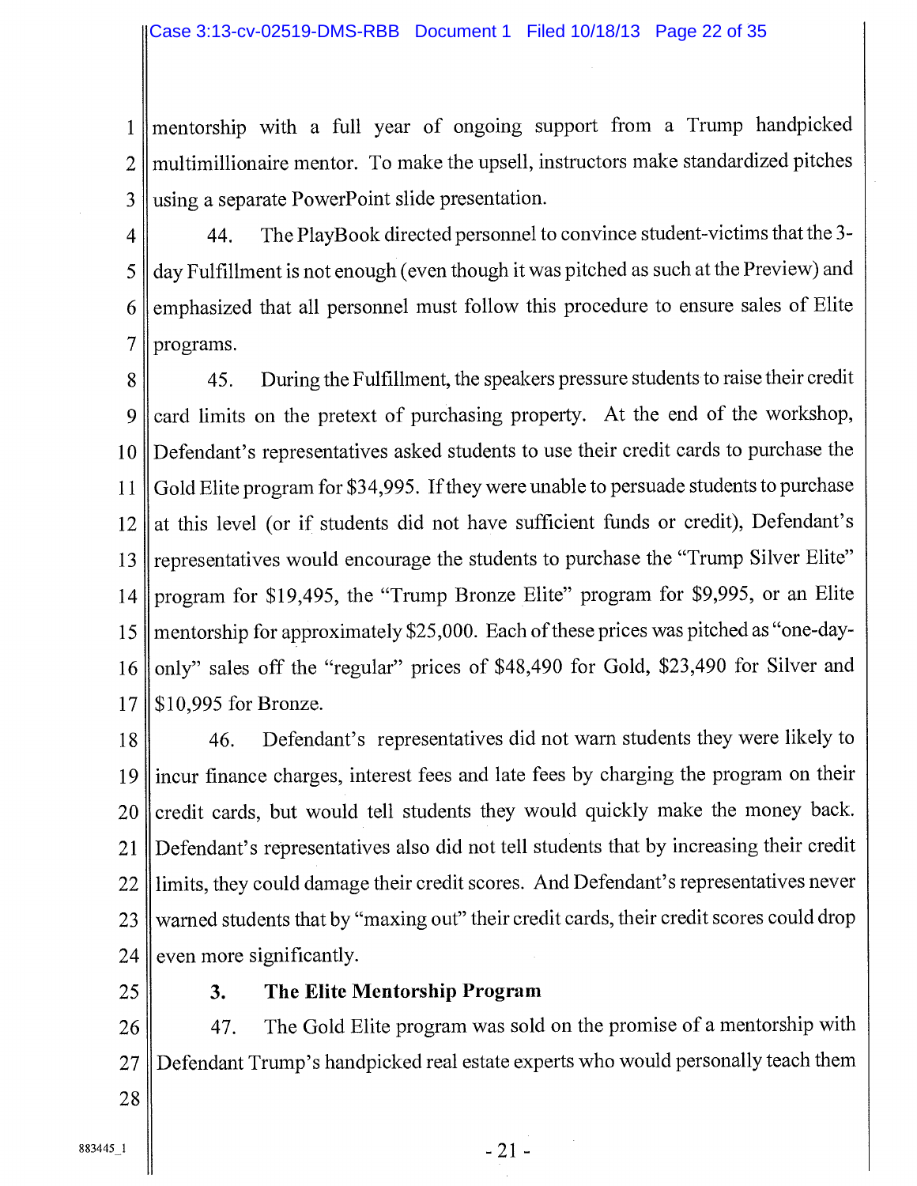mentorship with a full year of ongoing support from a Trump handpicked multimillionaire mentor. To make the upsell, instructors make standardized pitches using a separate PowerPoint slide presentation.

44. The PlayBook directed personnel to convince student-victims that the 3-day Fulfillment is not enough (even though it was pitched as such at the Preview) and emphasized that all personnel must follow this procedure to ensure sales of Elite programs.

45. During the Fulfillment, the speakers pressure students to raise their credit card limits on the pretext of purchasing property. At the end of the workshop, Defendant's representatives asked students to use their credit cards to purchase the Gold Elite program for $34,995. If they were unable to persuade students to purchase at this level (or if students did not have sufficient funds or credit), Defendant's representatives would encourage the students to purchase the "Trump Silver Elite" program for $19,495, the "Trump Bronze Elite" program for $9,995, or an Elite mentorship for approximately $25,000. Each of these prices was pitched as "one-day-only" sales off the "regular" prices of $48,490 for Gold, $23,490 for Silver and $10,995 for Bronze.

46. Defendant's representatives did not warn students they were likely to incur finance charges, interest fees and late fees by charging the program on their credit cards, but would tell students they would quickly make the money back. Defendant's representatives also did not tell students that by increasing their credit limits, they could damage their credit scores. And Defendant's representatives never warned students that by "maxing out" their credit cards, their credit scores could drop even more significantly.

### 3. The Elite Mentorship Program

47. The Gold Elite program was sold on the promise of a mentorship with Defendant Trump's handpicked real estate experts who would personally teach them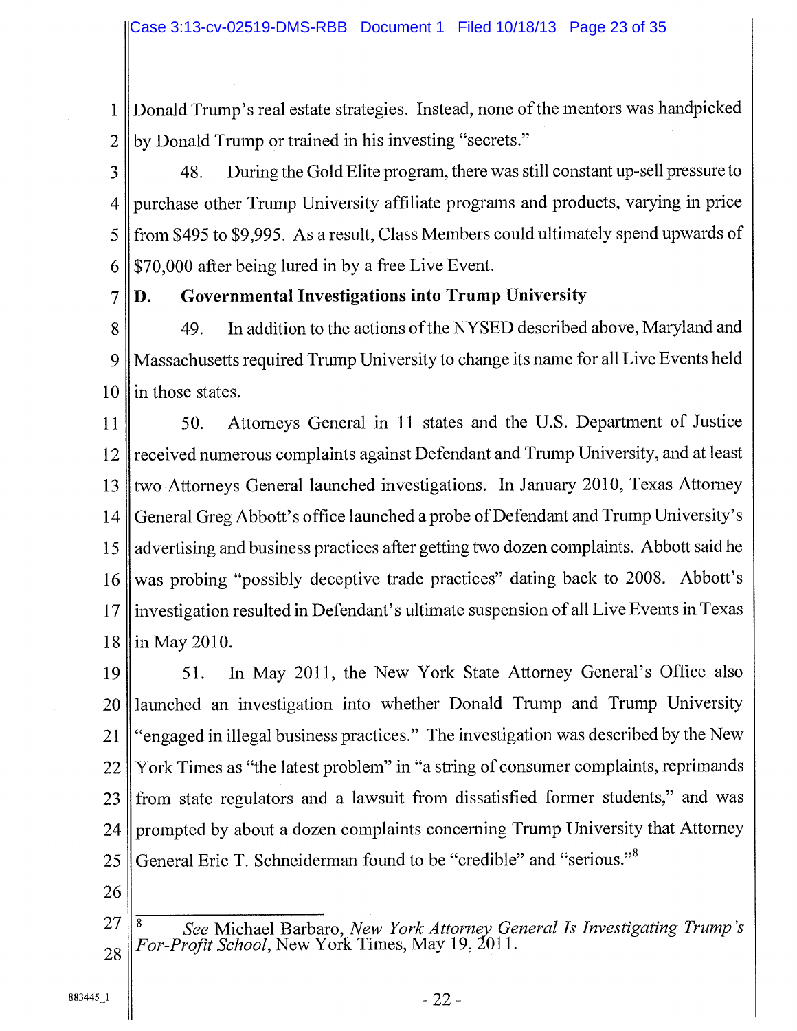Donald Trump's real estate strategies. Instead, none of the mentors was handpicked by Donald Trump or trained in his investing "secrets."

48. During the Gold Elite program, there was still constant up-sell pressure to purchase other Trump University affiliate programs and products, varying in price from $495 to $9,995. As a result, Class Members could ultimately spend upwards of $70,000 after being lured in by a free Live Event.

**D. Governmental Investigations into Trump University**

49. In addition to the actions of the NYSED described above, Maryland and Massachusetts required Trump University to change its name for all Live Events held in those states.

50. Attorneys General in 11 states and the U.S. Department of Justice received numerous complaints against Defendant and Trump University, and at least two Attorneys General launched investigations. In January 2010, Texas Attorney General Greg Abbott's office launched a probe of Defendant and Trump University's advertising and business practices after getting two dozen complaints. Abbott said he was probing "possibly deceptive trade practices" dating back to 2008. Abbott's investigation resulted in Defendant's ultimate suspension of all Live Events in Texas in May 2010.

51. In May 2011, the New York State Attorney General's Office also launched an investigation into whether Donald Trump and Trump University "engaged in illegal business practices." The investigation was described by the New York Times as "the latest problem" in "a string of consumer complaints, reprimands from state regulators and a lawsuit from dissatisfied former students," and was prompted by about a dozen complaints concerning Trump University that Attorney General Eric T. Schneiderman found to be "credible" and "serious."[8]

---

[8] *See* Michael Barbaro, *New York Attorney General Is Investigating Trump's For-Profit School*, New York Times, May 19, 2011.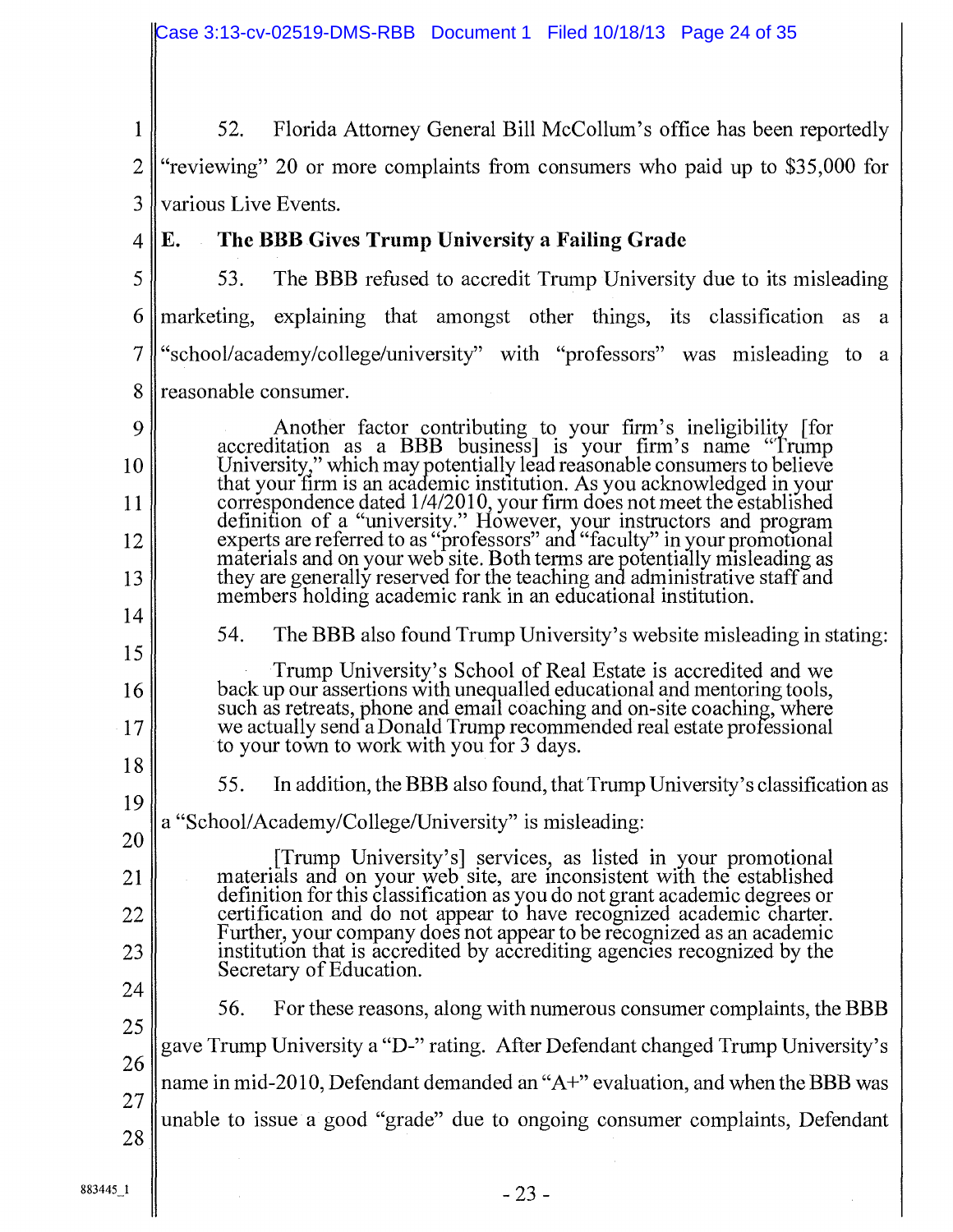52. Florida Attorney General Bill McCollum's office has been reportedly "reviewing" 20 or more complaints from consumers who paid up to $35,000 for various Live Events.

**E. The BBB Gives Trump University a Failing Grade**

53. The BBB refused to accredit Trump University due to its misleading marketing, explaining that amongst other things, its classification as a "school/academy/college/university" with "professors" was misleading to a reasonable consumer.

> Another factor contributing to your firm's ineligibility [for accreditation as a BBB business] is your firm's name "Trump University," which may potentially lead reasonable consumers to believe that your firm is an academic institution. As you acknowledged in your correspondence dated 1/4/2010, your firm does not meet the established definition of a "university." However, your instructors and program experts are referred to as "professors" and "faculty" in your promotional materials and on your web site. Both terms are potentially misleading as they are generally reserved for the teaching and administrative staff and members holding academic rank in an educational institution.

54. The BBB also found Trump University's website misleading in stating:

> Trump University's School of Real Estate is accredited and we back up our assertions with unequalled educational and mentoring tools, such as retreats, phone and email coaching and on-site coaching, where we actually send a Donald Trump recommended real estate professional to your town to work with you for 3 days.

55. In addition, the BBB also found, that Trump University's classification as a "School/Academy/College/University" is misleading:

> [Trump University's] services, as listed in your promotional materials and on your web site, are inconsistent with the established definition for this classification as you do not grant academic degrees or certification and do not appear to have recognized academic charter. Further, your company does not appear to be recognized as an academic institution that is accredited by accrediting agencies recognized by the Secretary of Education.

56. For these reasons, along with numerous consumer complaints, the BBB gave Trump University a "D-" rating. After Defendant changed Trump University's name in mid-2010, Defendant demanded an "A+" evaluation, and when the BBB was unable to issue a good "grade" due to ongoing consumer complaints, Defendant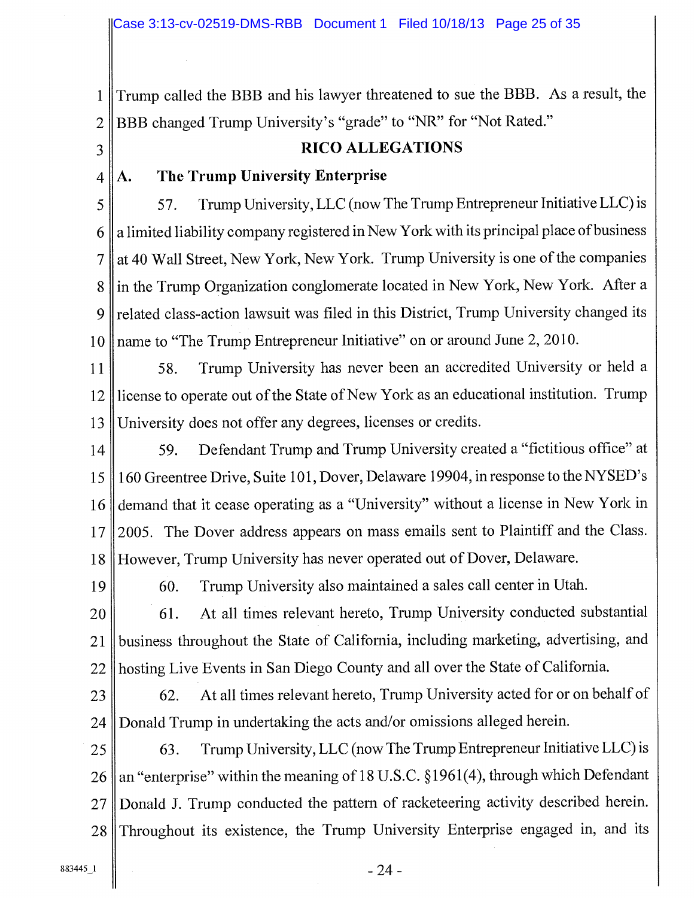Trump called the BBB and his lawyer threatened to sue the BBB. As a result, the BBB changed Trump University's "grade" to "NR" for "Not Rated."

## RICO ALLEGATIONS

### A. The Trump University Enterprise

57. Trump University, LLC (now The Trump Entrepreneur Initiative LLC) is a limited liability company registered in New York with its principal place of business at 40 Wall Street, New York, New York. Trump University is one of the companies in the Trump Organization conglomerate located in New York, New York. After a related class-action lawsuit was filed in this District, Trump University changed its name to "The Trump Entrepreneur Initiative" on or around June 2, 2010.

58. Trump University has never been an accredited University or held a license to operate out of the State of New York as an educational institution. Trump University does not offer any degrees, licenses or credits.

59. Defendant Trump and Trump University created a "fictitious office" at 160 Greentree Drive, Suite 101, Dover, Delaware 19904, in response to the NYSED's demand that it cease operating as a "University" without a license in New York in 2005. The Dover address appears on mass emails sent to Plaintiff and the Class. However, Trump University has never operated out of Dover, Delaware.

60. Trump University also maintained a sales call center in Utah.

61. At all times relevant hereto, Trump University conducted substantial business throughout the State of California, including marketing, advertising, and hosting Live Events in San Diego County and all over the State of California.

62. At all times relevant hereto, Trump University acted for or on behalf of Donald Trump in undertaking the acts and/or omissions alleged herein.

63. Trump University, LLC (now The Trump Entrepreneur Initiative LLC) is an "enterprise" within the meaning of 18 U.S.C. §1961(4), through which Defendant Donald J. Trump conducted the pattern of racketeering activity described herein. Throughout its existence, the Trump University Enterprise engaged in, and its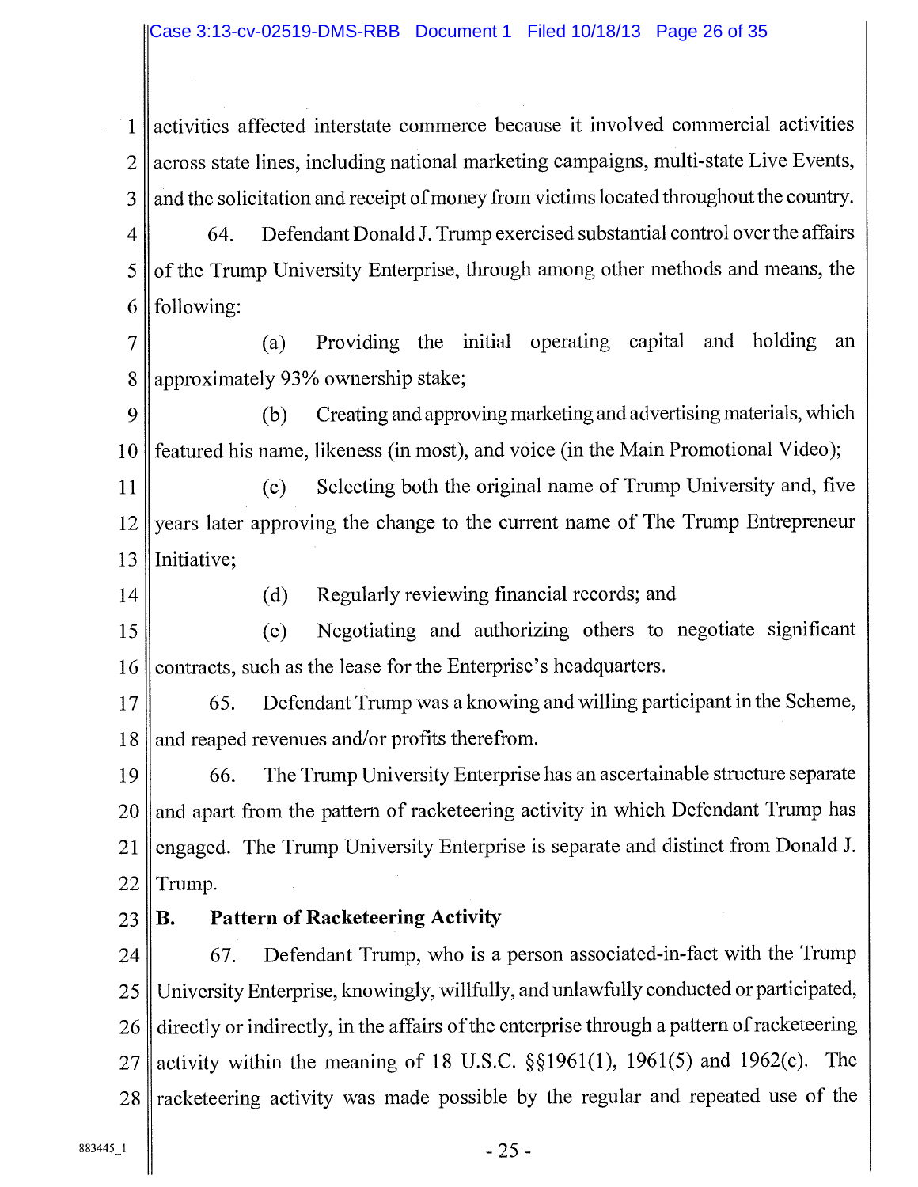activities affected interstate commerce because it involved commercial activities across state lines, including national marketing campaigns, multi-state Live Events, and the solicitation and receipt of money from victims located throughout the country.

64. Defendant Donald J. Trump exercised substantial control over the affairs of the Trump University Enterprise, through among other methods and means, the following:

(a) Providing the initial operating capital and holding an approximately 93% ownership stake;

(b) Creating and approving marketing and advertising materials, which featured his name, likeness (in most), and voice (in the Main Promotional Video);

(c) Selecting both the original name of Trump University and, five years later approving the change to the current name of The Trump Entrepreneur Initiative;

(d) Regularly reviewing financial records; and

(e) Negotiating and authorizing others to negotiate significant contracts, such as the lease for the Enterprise's headquarters.

65. Defendant Trump was a knowing and willing participant in the Scheme, and reaped revenues and/or profits therefrom.

66. The Trump University Enterprise has an ascertainable structure separate and apart from the pattern of racketeering activity in which Defendant Trump has engaged. The Trump University Enterprise is separate and distinct from Donald J. Trump.

## B. Pattern of Racketeering Activity

67. Defendant Trump, who is a person associated-in-fact with the Trump University Enterprise, knowingly, willfully, and unlawfully conducted or participated, directly or indirectly, in the affairs of the enterprise through a pattern of racketeering activity within the meaning of 18 U.S.C. §§1961(1), 1961(5) and 1962(c). The racketeering activity was made possible by the regular and repeated use of the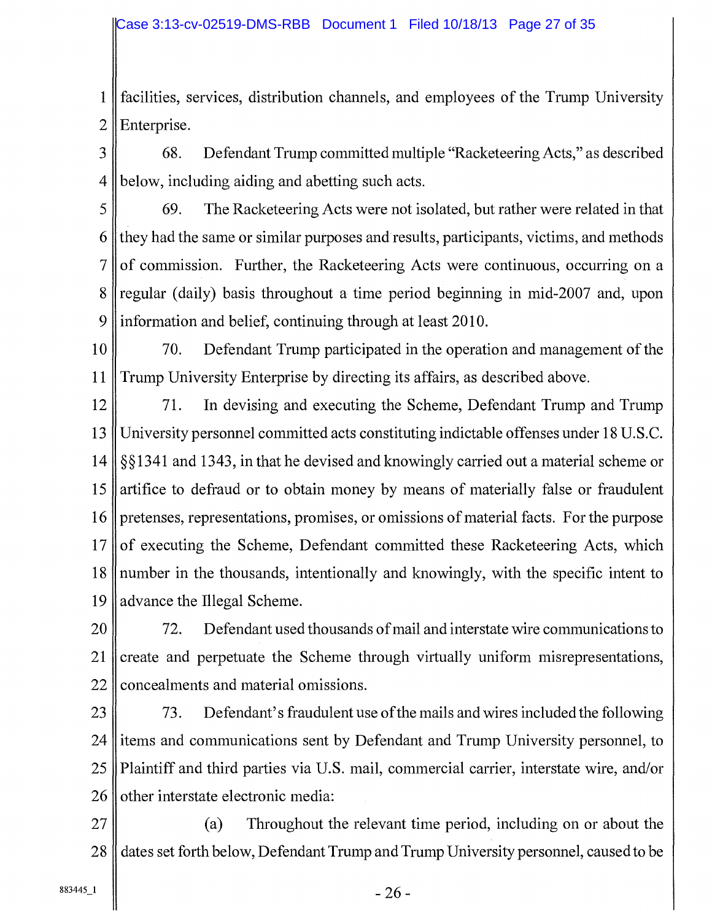facilities, services, distribution channels, and employees of the Trump University Enterprise.

68. Defendant Trump committed multiple "Racketeering Acts," as described below, including aiding and abetting such acts.

69. The Racketeering Acts were not isolated, but rather were related in that they had the same or similar purposes and results, participants, victims, and methods of commission. Further, the Racketeering Acts were continuous, occurring on a regular (daily) basis throughout a time period beginning in mid-2007 and, upon information and belief, continuing through at least 2010.

70. Defendant Trump participated in the operation and management of the Trump University Enterprise by directing its affairs, as described above.

71. In devising and executing the Scheme, Defendant Trump and Trump University personnel committed acts constituting indictable offenses under 18 U.S.C. §§1341 and 1343, in that he devised and knowingly carried out a material scheme or artifice to defraud or to obtain money by means of materially false or fraudulent pretenses, representations, promises, or omissions of material facts. For the purpose of executing the Scheme, Defendant committed these Racketeering Acts, which number in the thousands, intentionally and knowingly, with the specific intent to advance the Illegal Scheme.

72. Defendant used thousands of mail and interstate wire communications to create and perpetuate the Scheme through virtually uniform misrepresentations, concealments and material omissions.

73. Defendant's fraudulent use of the mails and wires included the following items and communications sent by Defendant and Trump University personnel, to Plaintiff and third parties via U.S. mail, commercial carrier, interstate wire, and/or other interstate electronic media:

(a) Throughout the relevant time period, including on or about the dates set forth below, Defendant Trump and Trump University personnel, caused to be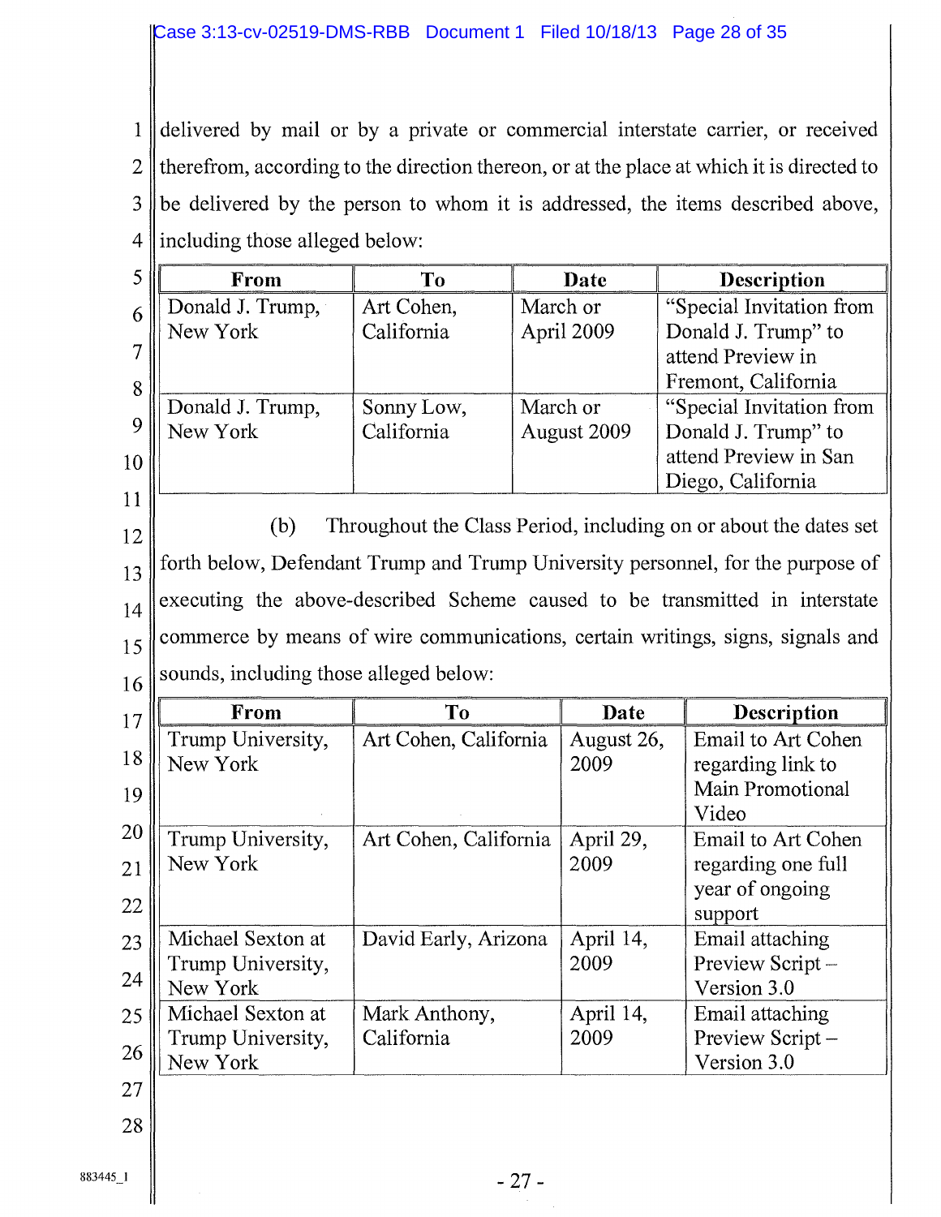delivered by mail or by a private or commercial interstate carrier, or received therefrom, according to the direction thereon, or at the place at which it is directed to be delivered by the person to whom it is addressed, the items described above, including those alleged below:

| From | To | Date | Description |
|---|---|---|---|
| Donald J. Trump, New York | Art Cohen, California | March or April 2009 | "Special Invitation from Donald J. Trump" to attend Preview in Fremont, California |
| Donald J. Trump, New York | Sonny Low, California | March or August 2009 | "Special Invitation from Donald J. Trump" to attend Preview in San Diego, California |

(b) Throughout the Class Period, including on or about the dates set forth below, Defendant Trump and Trump University personnel, for the purpose of executing the above-described Scheme caused to be transmitted in interstate commerce by means of wire communications, certain writings, signs, signals and sounds, including those alleged below:

| From | To | Date | Description |
|---|---|---|---|
| Trump University, New York | Art Cohen, California | August 26, 2009 | Email to Art Cohen regarding link to Main Promotional Video |
| Trump University, New York | Art Cohen, California | April 29, 2009 | Email to Art Cohen regarding one full year of ongoing support |
| Michael Sexton at Trump University, New York | David Early, Arizona | April 14, 2009 | Email attaching Preview Script – Version 3.0 |
| Michael Sexton at Trump University, New York | Mark Anthony, California | April 14, 2009 | Email attaching Preview Script – Version 3.0 |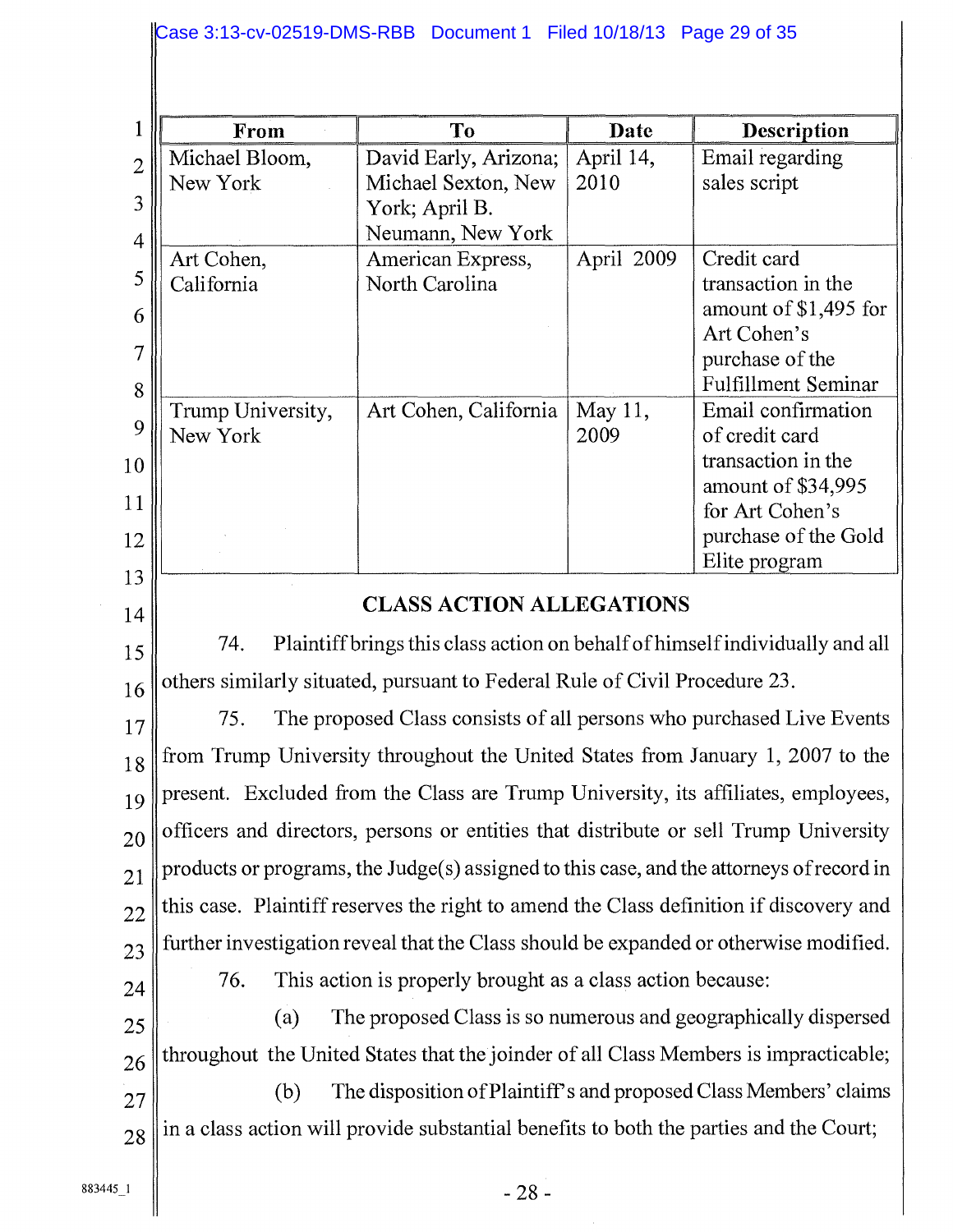| From | To | Date | Description |
|---|---|---|---|
| Michael Bloom, New York | David Early, Arizona; Michael Sexton, New York; April B. Neumann, New York | April 14, 2010 | Email regarding sales script |
| Art Cohen, California | American Express, North Carolina | April 2009 | Credit card transaction in the amount of $1,495 for Art Cohen's purchase of the Fulfillment Seminar |
| Trump University, New York | Art Cohen, California | May 11, 2009 | Email confirmation of credit card transaction in the amount of $34,995 for Art Cohen's purchase of the Gold Elite program |

## CLASS ACTION ALLEGATIONS

74. Plaintiff brings this class action on behalf of himself individually and all others similarly situated, pursuant to Federal Rule of Civil Procedure 23.

75. The proposed Class consists of all persons who purchased Live Events from Trump University throughout the United States from January 1, 2007 to the present. Excluded from the Class are Trump University, its affiliates, employees, officers and directors, persons or entities that distribute or sell Trump University products or programs, the Judge(s) assigned to this case, and the attorneys of record in this case. Plaintiff reserves the right to amend the Class definition if discovery and further investigation reveal that the Class should be expanded or otherwise modified.

76. This action is properly brought as a class action because:

(a) The proposed Class is so numerous and geographically dispersed throughout the United States that the joinder of all Class Members is impracticable;

(b) The disposition of Plaintiff's and proposed Class Members' claims in a class action will provide substantial benefits to both the parties and the Court;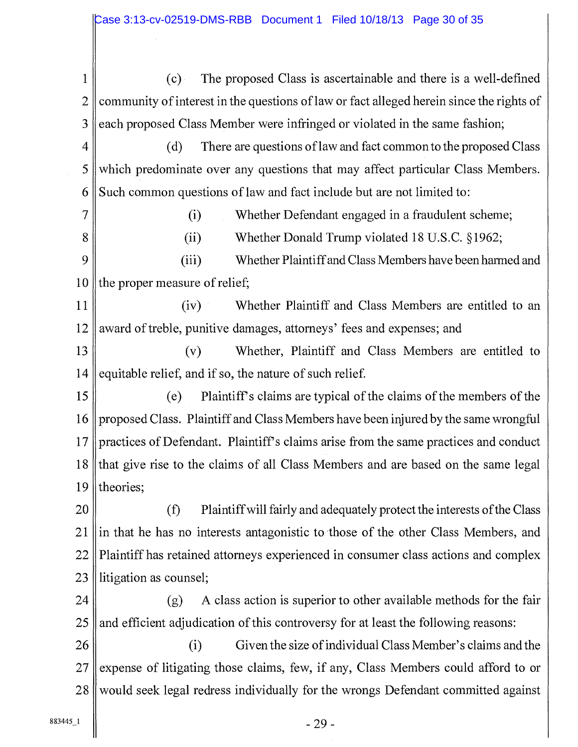(c) The proposed Class is ascertainable and there is a well-defined community of interest in the questions of law or fact alleged herein since the rights of each proposed Class Member were infringed or violated in the same fashion;

(d) There are questions of law and fact common to the proposed Class which predominate over any questions that may affect particular Class Members. Such common questions of law and fact include but are not limited to:

(i) Whether Defendant engaged in a fraudulent scheme;

(ii) Whether Donald Trump violated 18 U.S.C. §1962;

(iii) Whether Plaintiff and Class Members have been harmed and the proper measure of relief;

(iv) Whether Plaintiff and Class Members are entitled to an award of treble, punitive damages, attorneys' fees and expenses; and

(v) Whether, Plaintiff and Class Members are entitled to equitable relief, and if so, the nature of such relief.

(e) Plaintiff's claims are typical of the claims of the members of the proposed Class. Plaintiff and Class Members have been injured by the same wrongful practices of Defendant. Plaintiff's claims arise from the same practices and conduct that give rise to the claims of all Class Members and are based on the same legal theories;

(f) Plaintiff will fairly and adequately protect the interests of the Class in that he has no interests antagonistic to those of the other Class Members, and Plaintiff has retained attorneys experienced in consumer class actions and complex litigation as counsel;

(g) A class action is superior to other available methods for the fair and efficient adjudication of this controversy for at least the following reasons:

(i) Given the size of individual Class Member's claims and the expense of litigating those claims, few, if any, Class Members could afford to or would seek legal redress individually for the wrongs Defendant committed against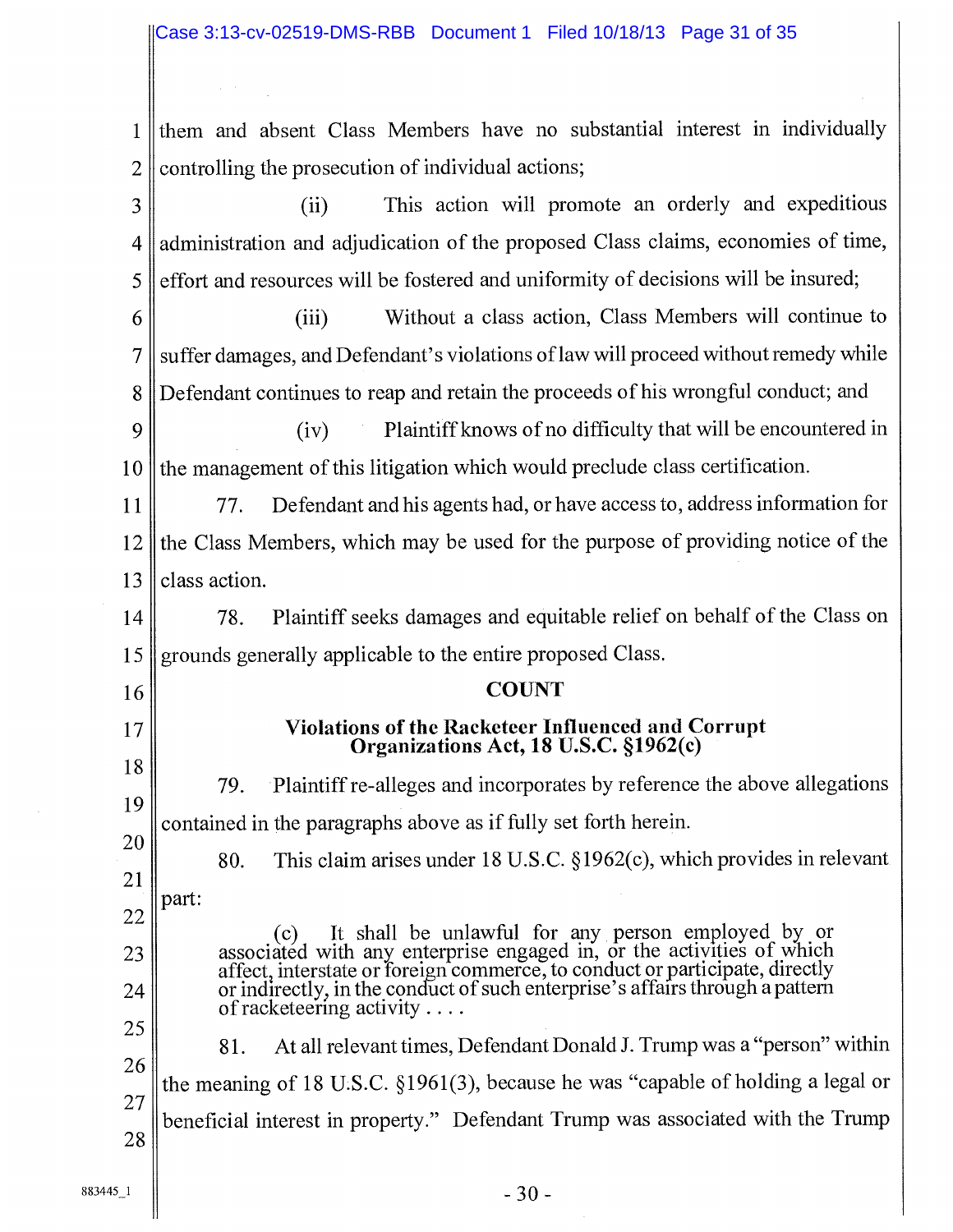them and absent Class Members have no substantial interest in individually controlling the prosecution of individual actions;

(ii) This action will promote an orderly and expeditious administration and adjudication of the proposed Class claims, economies of time, effort and resources will be fostered and uniformity of decisions will be insured;

(iii) Without a class action, Class Members will continue to suffer damages, and Defendant's violations of law will proceed without remedy while Defendant continues to reap and retain the proceeds of his wrongful conduct; and

(iv) Plaintiff knows of no difficulty that will be encountered in the management of this litigation which would preclude class certification.

77. Defendant and his agents had, or have access to, address information for the Class Members, which may be used for the purpose of providing notice of the class action.

78. Plaintiff seeks damages and equitable relief on behalf of the Class on grounds generally applicable to the entire proposed Class.

**COUNT**

**Violations of the Racketeer Influenced and Corrupt Organizations Act, 18 U.S.C. §1962(c)**

79. Plaintiff re-alleges and incorporates by reference the above allegations contained in the paragraphs above as if fully set forth herein.

80. This claim arises under 18 U.S.C. §1962(c), which provides in relevant part:

> (c) It shall be unlawful for any person employed by or associated with any enterprise engaged in, or the activities of which affect, interstate or foreign commerce, to conduct or participate, directly or indirectly, in the conduct of such enterprise's affairs through a pattern of racketeering activity . . . .

81. At all relevant times, Defendant Donald J. Trump was a "person" within the meaning of 18 U.S.C. §1961(3), because he was "capable of holding a legal or beneficial interest in property." Defendant Trump was associated with the Trump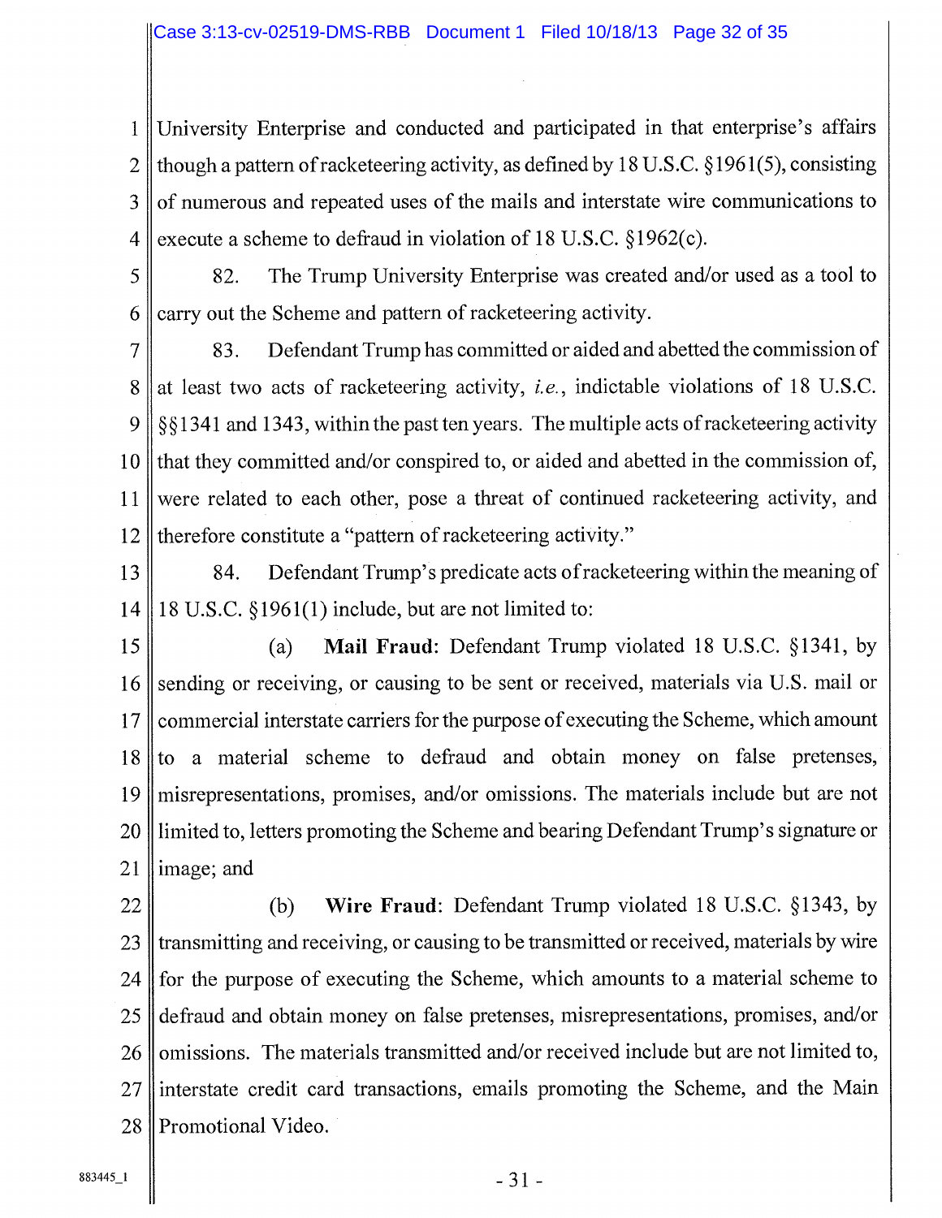University Enterprise and conducted and participated in that enterprise's affairs though a pattern of racketeering activity, as defined by 18 U.S.C. §1961(5), consisting of numerous and repeated uses of the mails and interstate wire communications to execute a scheme to defraud in violation of 18 U.S.C. §1962(c).

82. The Trump University Enterprise was created and/or used as a tool to carry out the Scheme and pattern of racketeering activity.

83. Defendant Trump has committed or aided and abetted the commission of at least two acts of racketeering activity, *i.e.*, indictable violations of 18 U.S.C. §§1341 and 1343, within the past ten years. The multiple acts of racketeering activity that they committed and/or conspired to, or aided and abetted in the commission of, were related to each other, pose a threat of continued racketeering activity, and therefore constitute a "pattern of racketeering activity."

84. Defendant Trump's predicate acts of racketeering within the meaning of 18 U.S.C. §1961(1) include, but are not limited to:

(a) **Mail Fraud**: Defendant Trump violated 18 U.S.C. §1341, by sending or receiving, or causing to be sent or received, materials via U.S. mail or commercial interstate carriers for the purpose of executing the Scheme, which amount to a material scheme to defraud and obtain money on false pretenses, misrepresentations, promises, and/or omissions. The materials include but are not limited to, letters promoting the Scheme and bearing Defendant Trump's signature or image; and

(b) **Wire Fraud**: Defendant Trump violated 18 U.S.C. §1343, by transmitting and receiving, or causing to be transmitted or received, materials by wire for the purpose of executing the Scheme, which amounts to a material scheme to defraud and obtain money on false pretenses, misrepresentations, promises, and/or omissions. The materials transmitted and/or received include but are not limited to, interstate credit card transactions, emails promoting the Scheme, and the Main Promotional Video.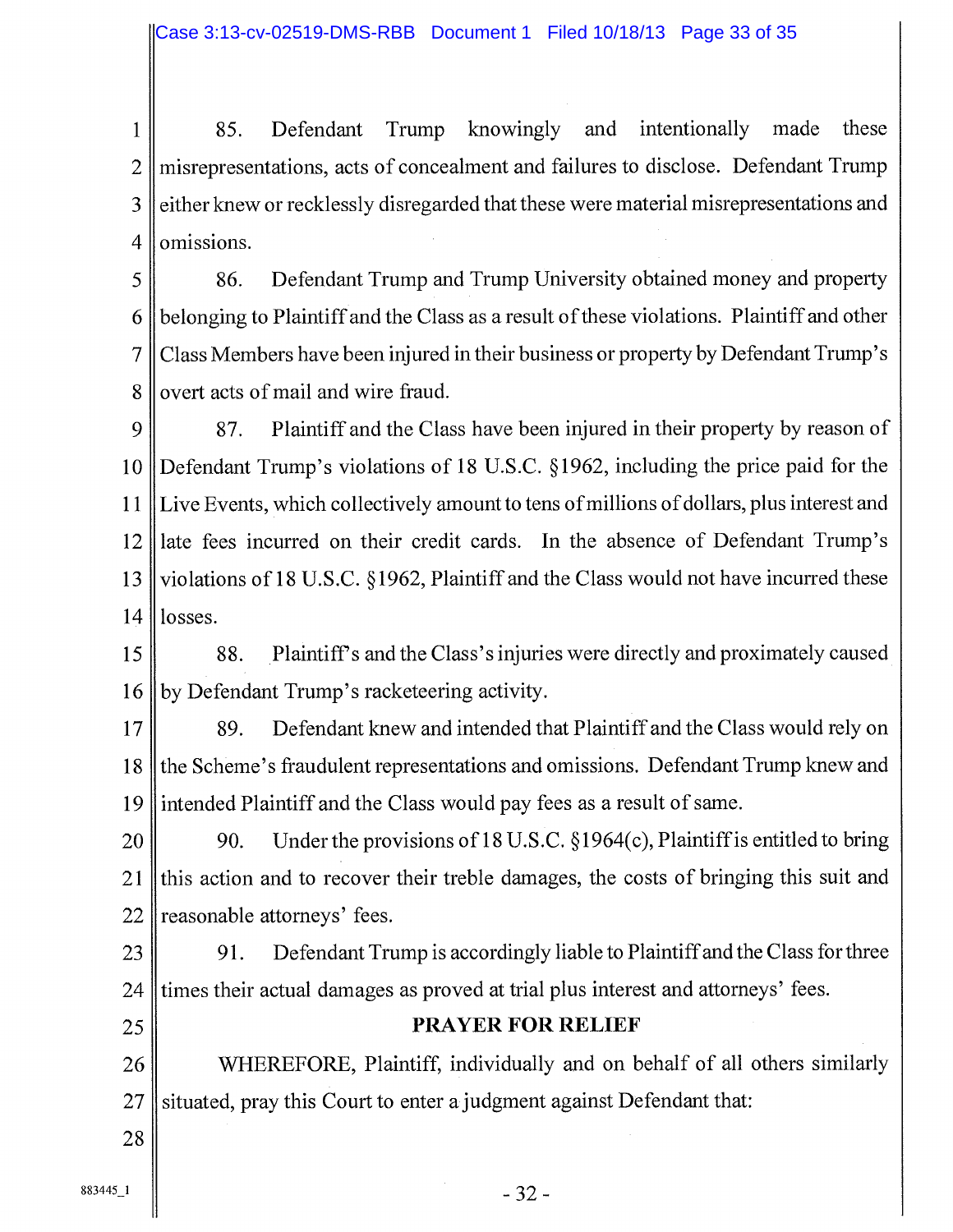85. Defendant Trump knowingly and intentionally made these misrepresentations, acts of concealment and failures to disclose. Defendant Trump either knew or recklessly disregarded that these were material misrepresentations and omissions.

86. Defendant Trump and Trump University obtained money and property belonging to Plaintiff and the Class as a result of these violations. Plaintiff and other Class Members have been injured in their business or property by Defendant Trump's overt acts of mail and wire fraud.

87. Plaintiff and the Class have been injured in their property by reason of Defendant Trump's violations of 18 U.S.C. §1962, including the price paid for the Live Events, which collectively amount to tens of millions of dollars, plus interest and late fees incurred on their credit cards. In the absence of Defendant Trump's violations of 18 U.S.C. §1962, Plaintiff and the Class would not have incurred these losses.

88. Plaintiff's and the Class's injuries were directly and proximately caused by Defendant Trump's racketeering activity.

89. Defendant knew and intended that Plaintiff and the Class would rely on the Scheme's fraudulent representations and omissions. Defendant Trump knew and intended Plaintiff and the Class would pay fees as a result of same.

90. Under the provisions of 18 U.S.C. §1964(c), Plaintiff is entitled to bring this action and to recover their treble damages, the costs of bringing this suit and reasonable attorneys' fees.

91. Defendant Trump is accordingly liable to Plaintiff and the Class for three times their actual damages as proved at trial plus interest and attorneys' fees.

**PRAYER FOR RELIEF**

WHEREFORE, Plaintiff, individually and on behalf of all others similarly situated, pray this Court to enter a judgment against Defendant that: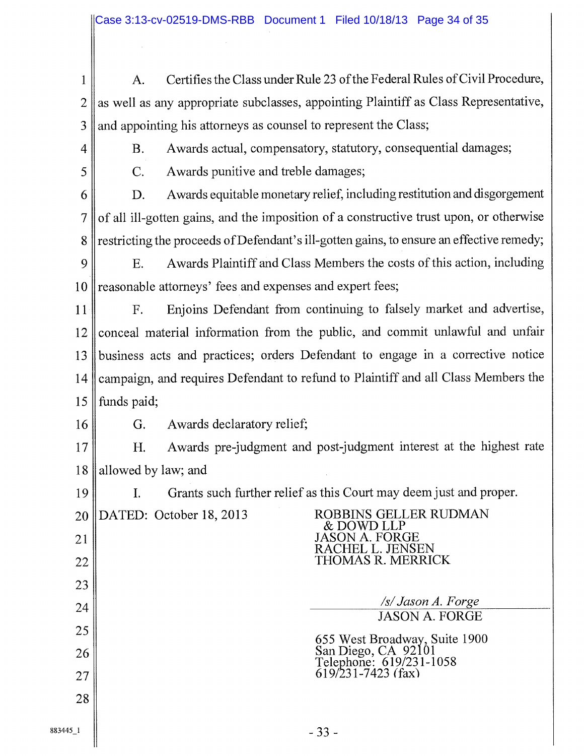A. Certifies the Class under Rule 23 of the Federal Rules of Civil Procedure, as well as any appropriate subclasses, appointing Plaintiff as Class Representative, and appointing his attorneys as counsel to represent the Class;

B. Awards actual, compensatory, statutory, consequential damages;

C. Awards punitive and treble damages;

D. Awards equitable monetary relief, including restitution and disgorgement of all ill-gotten gains, and the imposition of a constructive trust upon, or otherwise restricting the proceeds of Defendant's ill-gotten gains, to ensure an effective remedy;

E. Awards Plaintiff and Class Members the costs of this action, including reasonable attorneys' fees and expenses and expert fees;

F. Enjoins Defendant from continuing to falsely market and advertise, conceal material information from the public, and commit unlawful and unfair business acts and practices; orders Defendant to engage in a corrective notice campaign, and requires Defendant to refund to Plaintiff and all Class Members the funds paid;

G. Awards declaratory relief;

H. Awards pre-judgment and post-judgment interest at the highest rate allowed by law; and

I. Grants such further relief as this Court may deem just and proper.

DATED: October 18, 2013

ROBBINS GELLER RUDMAN & DOWD LLP
JASON A. FORGE
RACHEL L. JENSEN
THOMAS R. MERRICK

*/s/ Jason A. Forge*
JASON A. FORGE

655 West Broadway, Suite 1900
San Diego, CA 92101
Telephone: 619/231-1058
619/231-7423 (fax)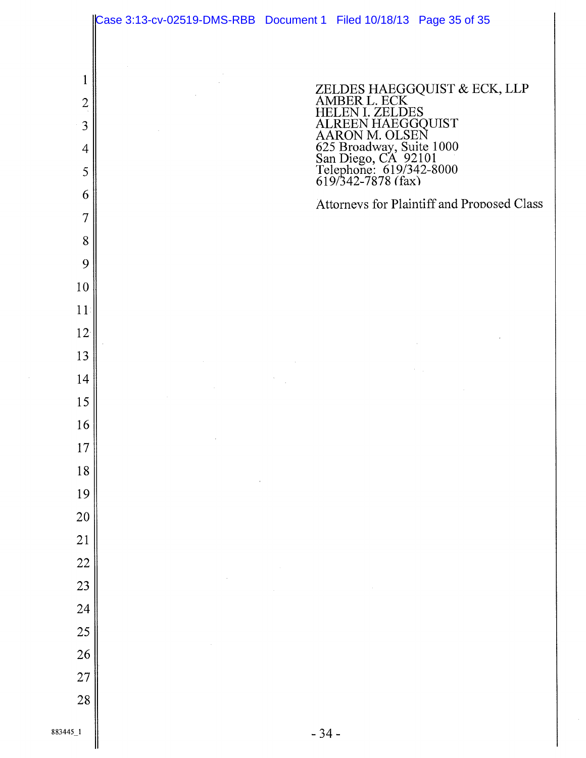ZELDES HAEGGQUIST & ECK, LLP
AMBER L. ECK
HELEN I. ZELDES
ALREEN HAEGGQUIST
AARON M. OLSEN
625 Broadway, Suite 1000
San Diego, CA 92101
Telephone: 619/342-8000
619/342-7878 (fax)

Attorneys for Plaintiff and Proposed Class

883445_1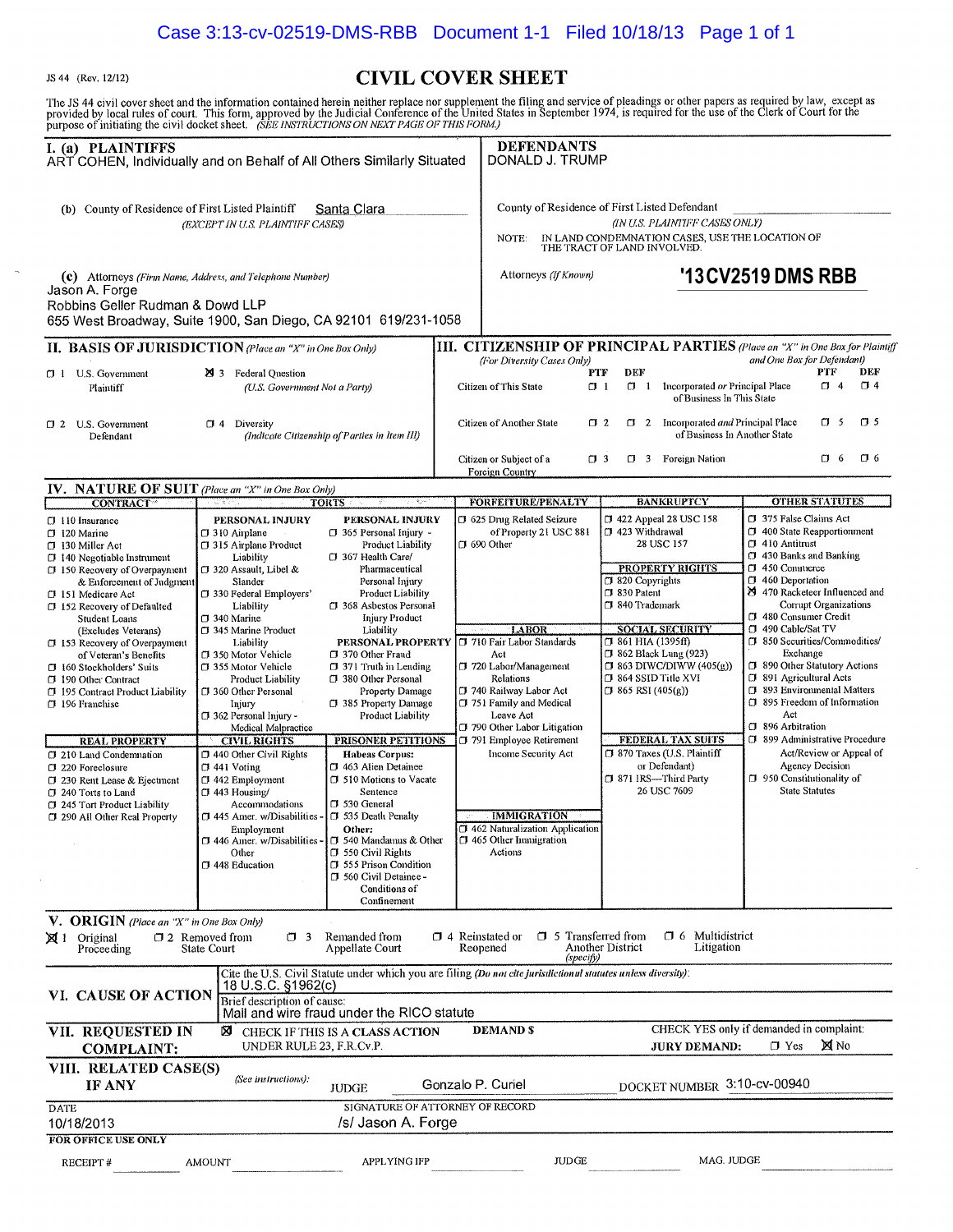JS 44 (Rev. 12/12)

# CIVIL COVER SHEET

The JS 44 civil cover sheet and the information contained herein neither replace nor supplement the filing and service of pleadings or other papers as required by law, except as provided by local rules of court. This form, approved by the Judicial Conference of the United States in September 1974, is required for the use of the Clerk of Court for the purpose of initiating the civil docket sheet. *(SEE INSTRUCTIONS ON NEXT PAGE OF THIS FORM.)*

## I. (a) PLAINTIFFS

ART COHEN, Individually and on Behalf of All Others Similarly Situated

**DEFENDANTS**

DONALD J. TRUMP

(b) County of Residence of First Listed Plaintiff: Santa Clara
*(EXCEPT IN U.S. PLAINTIFF CASES)*

County of Residence of First Listed Defendant: ______
*(IN U.S. PLAINTIFF CASES ONLY)*

NOTE: IN LAND CONDEMNATION CASES, USE THE LOCATION OF THE TRACT OF LAND INVOLVED.

(c) Attorneys *(Firm Name, Address, and Telephone Number)*
Jason A. Forge
Robbins Geller Rudman & Dowd LLP
655 West Broadway, Suite 1900, San Diego, CA 92101 619/231-1058

Attorneys *(If Known)*
**'13CV2519 DMS RBB**

## II. BASIS OF JURISDICTION *(Place an "X" in One Box Only)*

- ☐ 1 U.S. Government Plaintiff
- ☒ 3 Federal Question *(U.S. Government Not a Party)*
- ☐ 2 U.S. Government Defendant
- ☐ 4 Diversity *(Indicate Citizenship of Parties in Item III)*

## III. CITIZENSHIP OF PRINCIPAL PARTIES *(Place an "X" in One Box for Plaintiff and One Box for Defendant)* *(For Diversity Cases Only)*

| | PTF | DEF | | PTF | DEF |
|---|---|---|---|---|---|
| Citizen of This State | ☐ 1 | ☐ 1 | Incorporated *or* Principal Place of Business In This State | ☐ 4 | ☐ 4 |
| Citizen of Another State | ☐ 2 | ☐ 2 | Incorporated *and* Principal Place of Business In Another State | ☐ 5 | ☐ 5 |
| Citizen or Subject of a Foreign Country | ☐ 3 | ☐ 3 | Foreign Nation | ☐ 6 | ☐ 6 |

## IV. NATURE OF SUIT *(Place an "X" in One Box Only)*

**CONTRACT**
- ☐ 110 Insurance
- ☐ 120 Marine
- ☐ 130 Miller Act
- ☐ 140 Negotiable Instrument
- ☐ 150 Recovery of Overpayment & Enforcement of Judgment
- ☐ 151 Medicare Act
- ☐ 152 Recovery of Defaulted Student Loans (Excludes Veterans)
- ☐ 153 Recovery of Overpayment of Veteran's Benefits
- ☐ 160 Stockholders' Suits
- ☐ 190 Other Contract
- ☐ 195 Contract Product Liability
- ☐ 196 Franchise

**REAL PROPERTY**
- ☐ 210 Land Condemnation
- ☐ 220 Foreclosure
- ☐ 230 Rent Lease & Ejectment
- ☐ 240 Torts to Land
- ☐ 245 Tort Product Liability
- ☐ 290 All Other Real Property

**TORTS**

PERSONAL INJURY
- ☐ 310 Airplane
- ☐ 315 Airplane Product Liability
- ☐ 320 Assault, Libel & Slander
- ☐ 330 Federal Employers' Liability
- ☐ 340 Marine
- ☐ 345 Marine Product Liability
- ☐ 350 Motor Vehicle
- ☐ 355 Motor Vehicle Product Liability
- ☐ 360 Other Personal Injury
- ☐ 362 Personal Injury - Medical Malpractice

PERSONAL INJURY
- ☐ 365 Personal Injury - Product Liability
- ☐ 367 Health Care/ Pharmaceutical Personal Injury Product Liability
- ☐ 368 Asbestos Personal Injury Product Liability

PERSONAL PROPERTY
- ☐ 370 Other Fraud
- ☐ 371 Truth in Lending
- ☐ 380 Other Personal Property Damage
- ☐ 385 Property Damage Product Liability

**CIVIL RIGHTS**
- ☐ 440 Other Civil Rights
- ☐ 441 Voting
- ☐ 442 Employment
- ☐ 443 Housing/ Accommodations
- ☐ 445 Amer. w/Disabilities - Employment
- ☐ 446 Amer. w/Disabilities - Other
- ☐ 448 Education

**PRISONER PETITIONS**

Habeas Corpus:
- ☐ 463 Alien Detainee
- ☐ 510 Motions to Vacate Sentence
- ☐ 530 General
- ☐ 535 Death Penalty

Other:
- ☐ 540 Mandamus & Other
- ☐ 550 Civil Rights
- ☐ 555 Prison Condition
- ☐ 560 Civil Detainee - Conditions of Confinement

**FORFEITURE/PENALTY**
- ☐ 625 Drug Related Seizure of Property 21 USC 881
- ☐ 690 Other

**LABOR**
- ☐ 710 Fair Labor Standards Act
- ☐ 720 Labor/Management Relations
- ☐ 740 Railway Labor Act
- ☐ 751 Family and Medical Leave Act
- ☐ 790 Other Labor Litigation
- ☐ 791 Employee Retirement Income Security Act

**IMMIGRATION**
- ☐ 462 Naturalization Application
- ☐ 465 Other Immigration Actions

**BANKRUPTCY**
- ☐ 422 Appeal 28 USC 158
- ☐ 423 Withdrawal 28 USC 157

**PROPERTY RIGHTS**
- ☐ 820 Copyrights
- ☐ 830 Patent
- ☐ 840 Trademark

**SOCIAL SECURITY**
- ☐ 861 HIA (1395ff)
- ☐ 862 Black Lung (923)
- ☐ 863 DIWC/DIWW (405(g))
- ☐ 864 SSID Title XVI
- ☐ 865 RSI (405(g))

**FEDERAL TAX SUITS**
- ☐ 870 Taxes (U.S. Plaintiff or Defendant)
- ☐ 871 IRS—Third Party 26 USC 7609

**OTHER STATUTES**
- ☐ 375 False Claims Act
- ☐ 400 State Reapportionment
- ☐ 410 Antitrust
- ☐ 430 Banks and Banking
- ☐ 450 Commerce
- ☐ 460 Deportation
- ☒ 470 Racketeer Influenced and Corrupt Organizations
- ☐ 480 Consumer Credit
- ☐ 490 Cable/Sat TV
- ☐ 850 Securities/Commodities/ Exchange
- ☐ 890 Other Statutory Actions
- ☐ 891 Agricultural Acts
- ☐ 893 Environmental Matters
- ☐ 895 Freedom of Information Act
- ☐ 896 Arbitration
- ☐ 899 Administrative Procedure Act/Review or Appeal of Agency Decision
- ☐ 950 Constitutionality of State Statutes

## V. ORIGIN *(Place an "X" in One Box Only)*

- ☒ 1 Original Proceeding
- ☐ 2 Removed from State Court
- ☐ 3 Remanded from Appellate Court
- ☐ 4 Reinstated or Reopened
- ☐ 5 Transferred from Another District *(specify)*
- ☐ 6 Multidistrict Litigation

## VI. CAUSE OF ACTION

Cite the U.S. Civil Statute under which you are filing *(Do not cite jurisdictional statutes unless diversity)*:
18 U.S.C. §1962(c)

Brief description of cause:
Mail and wire fraud under the RICO statute

## VII. REQUESTED IN COMPLAINT:

☒ CHECK IF THIS IS A CLASS ACTION UNDER RULE 23, F.R.Cv.P.

DEMAND $

CHECK YES only if demanded in complaint:
JURY DEMAND: ☐ Yes ☒ No

## VIII. RELATED CASE(S) IF ANY

*(See instructions)*:
JUDGE: Gonzalo P. Curiel
DOCKET NUMBER: 3:10-cv-00940

DATE: 10/18/2013

SIGNATURE OF ATTORNEY OF RECORD: /s/ Jason A. Forge

**FOR OFFICE USE ONLY**

RECEIPT # ______ AMOUNT ______ APPLYING IFP ______ JUDGE ______ MAG. JUDGE ______